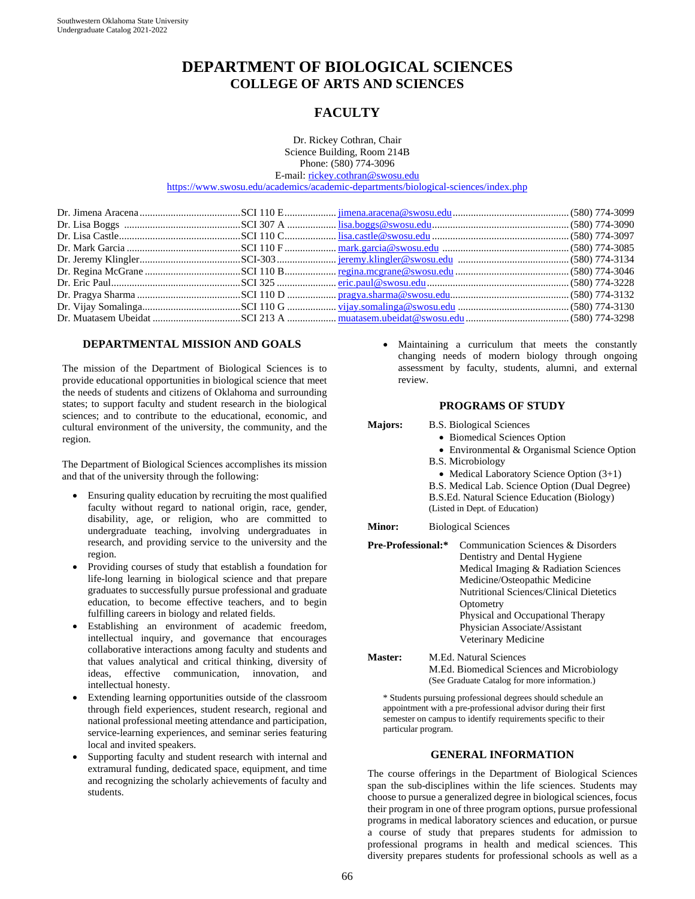# DEPARTMENT OF BIOLOGICAL SCIENCES
## COLLEGE OF ARTS AND SCIENCES

## FACULTY

Dr. Rickey Cothran, Chair
Science Building, Room 214B
Phone: (580) 774-3096
E-mail: rickey.cothran@swosu.edu
https://www.swosu.edu/academics/academic-departments/biological-sciences/index.php

| Name | Office | E-mail | Phone |
|---|---|---|---|
| Dr. Jimena Aracena | SCI 110 E | jimena.aracena@swosu.edu | (580) 774-3099 |
| Dr. Lisa Boggs | SCI 307 A | lisa.boggs@swosu.edu | (580) 774-3090 |
| Dr. Lisa Castle | SCI 110 C | lisa.castle@swosu.edu | (580) 774-3097 |
| Dr. Mark Garcia | SCI 110 F | mark.garcia@swosu.edu | (580) 774-3085 |
| Dr. Jeremy Klingler | SCI-303 | jeremy.klingler@swosu.edu | (580) 774-3134 |
| Dr. Regina McGrane | SCI 110 B | regina.mcgrane@swosu.edu | (580) 774-3046 |
| Dr. Eric Paul | SCI 325 | eric.paul@swosu.edu | (580) 774-3228 |
| Dr. Pragya Sharma | SCI 110 D | pragya.sharma@swosu.edu | (580) 774-3132 |
| Dr. Vijay Somalinga | SCI 110 G | vijay.somalinga@swosu.edu | (580) 774-3130 |
| Dr. Muatasem Ubeidat | SCI 213 A | muatasem.ubeidat@swosu.edu | (580) 774-3298 |

### DEPARTMENTAL MISSION AND GOALS

The mission of the Department of Biological Sciences is to provide educational opportunities in biological science that meet the needs of students and citizens of Oklahoma and surrounding states; to support faculty and student research in the biological sciences; and to contribute to the educational, economic, and cultural environment of the university, the community, and the region.

The Department of Biological Sciences accomplishes its mission and that of the university through the following:

- Ensuring quality education by recruiting the most qualified faculty without regard to national origin, race, gender, disability, age, or religion, who are committed to undergraduate teaching, involving undergraduates in research, and providing service to the university and the region.
- Providing courses of study that establish a foundation for life-long learning in biological science and that prepare graduates to successfully pursue professional and graduate education, to become effective teachers, and to begin fulfilling careers in biology and related fields.
- Establishing an environment of academic freedom, intellectual inquiry, and governance that encourages collaborative interactions among faculty and students and that values analytical and critical thinking, diversity of ideas, effective communication, innovation, and intellectual honesty.
- Extending learning opportunities outside of the classroom through field experiences, student research, regional and national professional meeting attendance and participation, service-learning experiences, and seminar series featuring local and invited speakers.
- Supporting faculty and student research with internal and extramural funding, dedicated space, equipment, and time and recognizing the scholarly achievements of faculty and students.
- Maintaining a curriculum that meets the constantly changing needs of modern biology through ongoing assessment by faculty, students, alumni, and external review.

### PROGRAMS OF STUDY

**Majors:**
B.S. Biological Sciences
- Biomedical Sciences Option
- Environmental & Organismal Science Option

B.S. Microbiology
- Medical Laboratory Science Option (3+1)

B.S. Medical Lab. Science Option (Dual Degree)
B.S.Ed. Natural Science Education (Biology)
(Listed in Dept. of Education)

**Minor:** Biological Sciences

**Pre-Professional:***
Communication Sciences & Disorders
Dentistry and Dental Hygiene
Medical Imaging & Radiation Sciences
Medicine/Osteopathic Medicine
Nutritional Sciences/Clinical Dietetics
Optometry
Physical and Occupational Therapy
Physician Associate/Assistant
Veterinary Medicine

**Master:**
M.Ed. Natural Sciences
M.Ed. Biomedical Sciences and Microbiology
(See Graduate Catalog for more information.)

* Students pursuing professional degrees should schedule an appointment with a pre-professional advisor during their first semester on campus to identify requirements specific to their particular program.

### GENERAL INFORMATION

The course offerings in the Department of Biological Sciences span the sub-disciplines within the life sciences. Students may choose to pursue a generalized degree in biological sciences, focus their program in one of three program options, pursue professional programs in medical laboratory sciences and education, or pursue a course of study that prepares students for admission to professional programs in health and medical sciences. This diversity prepares students for professional schools as well as a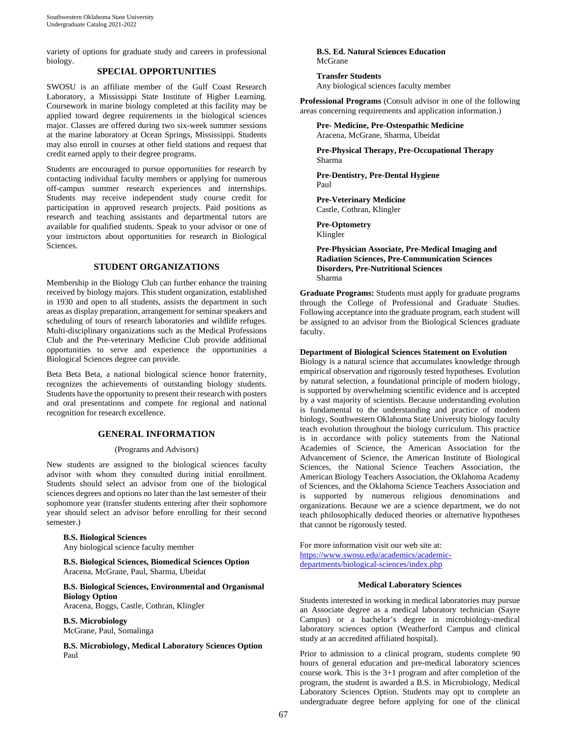variety of options for graduate study and careers in professional biology.

## SPECIAL OPPORTUNITIES

SWOSU is an affiliate member of the Gulf Coast Research Laboratory, a Mississippi State Institute of Higher Learning. Coursework in marine biology completed at this facility may be applied toward degree requirements in the biological sciences major. Classes are offered during two six-week summer sessions at the marine laboratory at Ocean Springs, Mississippi. Students may also enroll in courses at other field stations and request that credit earned apply to their degree programs.

Students are encouraged to pursue opportunities for research by contacting individual faculty members or applying for numerous off-campus summer research experiences and internships. Students may receive independent study course credit for participation in approved research projects. Paid positions as research and teaching assistants and departmental tutors are available for qualified students. Speak to your advisor or one of your instructors about opportunities for research in Biological Sciences.

## STUDENT ORGANIZATIONS

Membership in the Biology Club can further enhance the training received by biology majors. This student organization, established in 1930 and open to all students, assists the department in such areas as display preparation, arrangement for seminar speakers and scheduling of tours of research laboratories and wildlife refuges. Multi-disciplinary organizations such as the Medical Professions Club and the Pre-veterinary Medicine Club provide additional opportunities to serve and experience the opportunities a Biological Sciences degree can provide.

Beta Beta Beta, a national biological science honor fraternity, recognizes the achievements of outstanding biology students. Students have the opportunity to present their research with posters and oral presentations and compete for regional and national recognition for research excellence.

## GENERAL INFORMATION

(Programs and Advisors)

New students are assigned to the biological sciences faculty advisor with whom they consulted during initial enrollment. Students should select an advisor from one of the biological sciences degrees and options no later than the last semester of their sophomore year (transfer students entering after their sophomore year should select an advisor before enrolling for their second semester.)

**B.S. Biological Sciences**
Any biological science faculty member

**B.S. Biological Sciences, Biomedical Sciences Option**
Aracena, McGrane, Paul, Sharma, Ubeidat

**B.S. Biological Sciences, Environmental and Organismal Biology Option**
Aracena, Boggs, Castle, Cothran, Klingler

**B.S. Microbiology**
McGrane, Paul, Somalinga

**B.S. Microbiology, Medical Laboratory Sciences Option**
Paul

**B.S. Ed. Natural Sciences Education**
McGrane

**Transfer Students**
Any biological sciences faculty member

**Professional Programs** (Consult advisor in one of the following areas concerning requirements and application information.)

**Pre- Medicine, Pre-Osteopathic Medicine**
Aracena, McGrane, Sharma, Ubeidat

**Pre-Physical Therapy, Pre-Occupational Therapy**
Sharma

**Pre-Dentistry, Pre-Dental Hygiene**
Paul

**Pre-Veterinary Medicine**
Castle, Cothran, Klingler

**Pre-Optometry**
Klingler

**Pre-Physician Associate, Pre-Medical Imaging and Radiation Sciences, Pre-Communication Sciences Disorders, Pre-Nutritional Sciences**
Sharma

**Graduate Programs:** Students must apply for graduate programs through the College of Professional and Graduate Studies. Following acceptance into the graduate program, each student will be assigned to an advisor from the Biological Sciences graduate faculty.

**Department of Biological Sciences Statement on Evolution**
Biology is a natural science that accumulates knowledge through empirical observation and rigorously tested hypotheses. Evolution by natural selection, a foundational principle of modern biology, is supported by overwhelming scientific evidence and is accepted by a vast majority of scientists. Because understanding evolution is fundamental to the understanding and practice of modern biology, Southwestern Oklahoma State University biology faculty teach evolution throughout the biology curriculum. This practice is in accordance with policy statements from the National Academies of Science, the American Association for the Advancement of Science, the American Institute of Biological Sciences, the National Science Teachers Association, the American Biology Teachers Association, the Oklahoma Academy of Sciences, and the Oklahoma Science Teachers Association and is supported by numerous religious denominations and organizations. Because we are a science department, we do not teach philosophically deduced theories or alternative hypotheses that cannot be rigorously tested.

For more information visit our web site at:
https://www.swosu.edu/academics/academic-departments/biological-sciences/index.php

### Medical Laboratory Sciences

Students interested in working in medical laboratories may pursue an Associate degree as a medical laboratory technician (Sayre Campus) or a bachelor's degree in microbiology-medical laboratory sciences option (Weatherford Campus and clinical study at an accredited affiliated hospital).

Prior to admission to a clinical program, students complete 90 hours of general education and pre-medical laboratory sciences course work. This is the 3+1 program and after completion of the program, the student is awarded a B.S. in Microbiology, Medical Laboratory Sciences Option. Students may opt to complete an undergraduate degree before applying for one of the clinical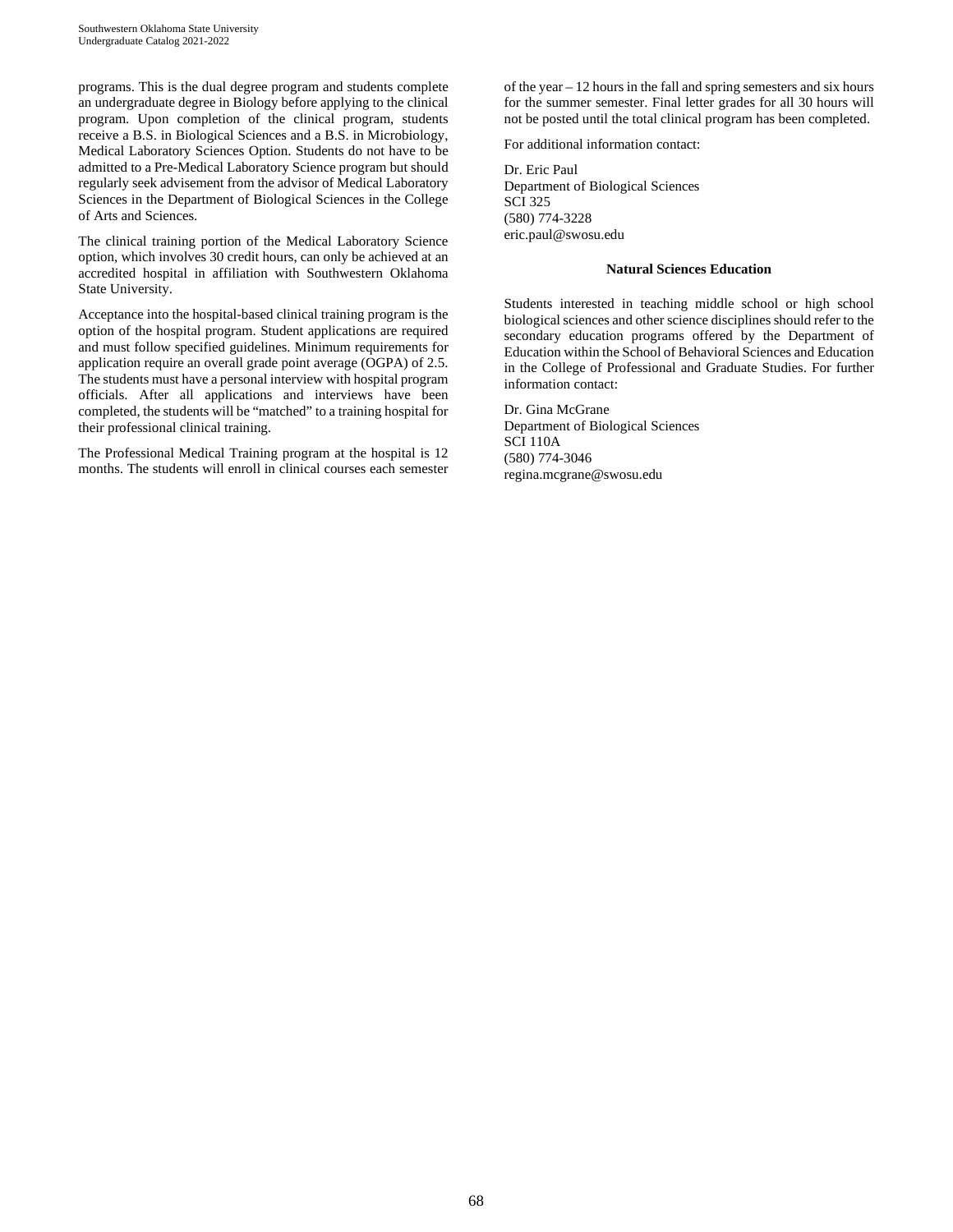programs. This is the dual degree program and students complete an undergraduate degree in Biology before applying to the clinical program. Upon completion of the clinical program, students receive a B.S. in Biological Sciences and a B.S. in Microbiology, Medical Laboratory Sciences Option. Students do not have to be admitted to a Pre-Medical Laboratory Science program but should regularly seek advisement from the advisor of Medical Laboratory Sciences in the Department of Biological Sciences in the College of Arts and Sciences.

The clinical training portion of the Medical Laboratory Science option, which involves 30 credit hours, can only be achieved at an accredited hospital in affiliation with Southwestern Oklahoma State University.

Acceptance into the hospital-based clinical training program is the option of the hospital program. Student applications are required and must follow specified guidelines. Minimum requirements for application require an overall grade point average (OGPA) of 2.5. The students must have a personal interview with hospital program officials. After all applications and interviews have been completed, the students will be "matched" to a training hospital for their professional clinical training.

The Professional Medical Training program at the hospital is 12 months. The students will enroll in clinical courses each semester of the year – 12 hours in the fall and spring semesters and six hours for the summer semester. Final letter grades for all 30 hours will not be posted until the total clinical program has been completed.

For additional information contact:

Dr. Eric Paul
Department of Biological Sciences
SCI 325
(580) 774-3228
eric.paul@swosu.edu

**Natural Sciences Education**

Students interested in teaching middle school or high school biological sciences and other science disciplines should refer to the secondary education programs offered by the Department of Education within the School of Behavioral Sciences and Education in the College of Professional and Graduate Studies. For further information contact:

Dr. Gina McGrane
Department of Biological Sciences
SCI 110A
(580) 774-3046
regina.mcgrane@swosu.edu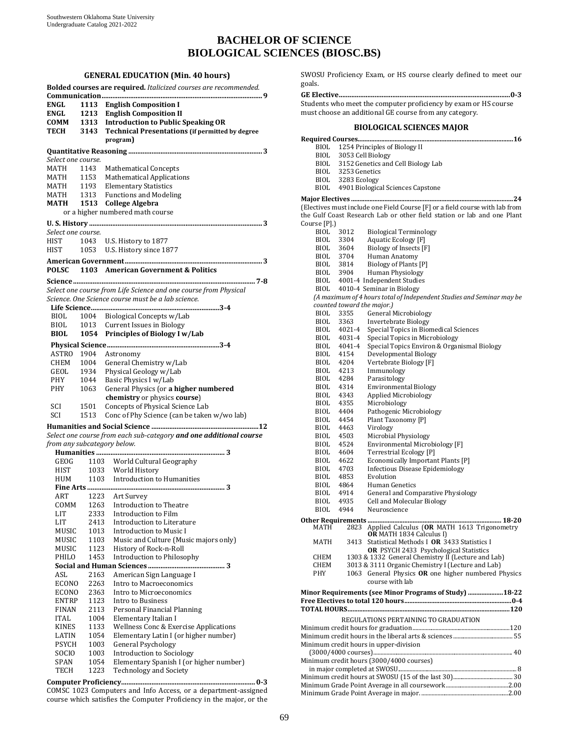# BACHELOR OF SCIENCE
# BIOLOGICAL SCIENCES (BIOSC.BS)

## GENERAL EDUCATION (Min. 40 hours)

**Bolded courses are required.** *Italicized courses are recommended.*

**Communication......9**

| | | |
|---|---|---|
| **ENGL** | **1113** | **English Composition I** |
| **ENGL** | **1213** | **English Composition II** |
| **COMM** | **1313** | **Introduction to Public Speaking OR** |
| **TECH** | **3143** | **Technical Presentations (if permitted by degree program)** |

**Quantitative Reasoning......3**

*Select one course.*

| | | |
|---|---|---|
| MATH | 1143 | Mathematical Concepts |
| MATH | 1153 | Mathematical Applications |
| MATH | 1193 | Elementary Statistics |
| MATH | 1313 | Functions and Modeling |
| **MATH** | **1513** | **College Algebra** |

or a higher numbered math course

**U. S. History......3**

*Select one course.*

| | | |
|---|---|---|
| HIST | 1043 | U.S. History to 1877 |
| HIST | 1053 | U.S. History since 1877 |

**American Government......3**

| | | |
|---|---|---|
| **POLSC** | **1103** | **American Government & Politics** |

**Science......7-8**

*Select one course from Life Science and one course from Physical Science. One Science course must be a lab science.*

**Life Science......3-4**

| | | |
|---|---|---|
| BIOL | 1004 | Biological Concepts w/Lab |
| BIOL | 1013 | Current Issues in Biology |
| **BIOL** | **1054** | **Principles of Biology I w/Lab** |

**Physical Science......3-4**

| | | |
|---|---|---|
| ASTRO | 1904 | Astronomy |
| CHEM | 1004 | General Chemistry w/Lab |
| GEOL | 1934 | Physical Geology w/Lab |
| PHY | 1044 | Basic Physics I w/Lab |
| PHY | 1063 | General Physics (or **a higher numbered chemistry** or physics **course**) |
| SCI | 1501 | Concepts of Physical Science Lab |
| SCI | 1513 | Conc of Phy Science (can be taken w/wo lab) |

**Humanities and Social Science......12**

*Select one course from each sub-category* ***and one additional course*** *from any subcategory below.*

**Humanities......3**

| | | |
|---|---|---|
| GEOG | 1103 | World Cultural Geography |
| HIST | 1033 | World History |
| HUM | 1103 | Introduction to Humanities |

**Fine Arts......3**

| | | |
|---|---|---|
| ART | 1223 | Art Survey |
| COMM | 1263 | Introduction to Theatre |
| LIT | 2333 | Introduction to Film |
| LIT | 2413 | Introduction to Literature |
| MUSIC | 1013 | Introduction to Music I |
| MUSIC | 1103 | Music and Culture (Music majors only) |
| MUSIC | 1123 | History of Rock-n-Roll |
| PHILO | 1453 | Introduction to Philosophy |

**Social and Human Sciences......3**

| | | |
|---|---|---|
| ASL | 2163 | American Sign Language I |
| ECONO | 2263 | Intro to Macroeconomics |
| ECONO | 2363 | Intro to Microeconomics |
| ENTRP | 1123 | Intro to Business |
| FINAN | 2113 | Personal Financial Planning |
| ITAL | 1004 | Elementary Italian I |
| KINES | 1133 | Wellness Conc & Exercise Applications |
| LATIN | 1054 | Elementary Latin I (or higher number) |
| PSYCH | 1003 | General Psychology |
| SOCIO | 1003 | Introduction to Sociology |
| SPAN | 1054 | Elementary Spanish I (or higher number) |
| TECH | 1223 | Technology and Society |

**Computer Proficiency......0-3**

COMSC 1023 Computers and Info Access, or a department-assigned course which satisfies the Computer Proficiency in the major, or the SWOSU Proficiency Exam, or HS course clearly defined to meet our goals.

**GE Elective......0-3**

Students who meet the computer proficiency by exam or HS course must choose an additional GE course from any category.

## BIOLOGICAL SCIENCES MAJOR

**Required Courses......16**

- BIOL 1254 Principles of Biology II
- BIOL 3053 Cell Biology
- BIOL 3152 Genetics and Cell Biology Lab
- BIOL 3253 Genetics
- BIOL 3283 Ecology
- BIOL 4901 Biological Sciences Capstone

**Major Electives......24**

(Electives must include one Field Course [F] or a field course with lab from the Gulf Coast Research Lab or other field station or lab and one Plant Course [P].)

| | | |
|---|---|---|
| BIOL | 3012 | Biological Terminology |
| BIOL | 3304 | Aquatic Ecology [F] |
| BIOL | 3604 | Biology of Insects [F] |
| BIOL | 3704 | Human Anatomy |
| BIOL | 3814 | Biology of Plants [P] |
| BIOL | 3904 | Human Physiology |
| BIOL | 4001-4 | Independent Studies |
| BIOL | 4010-4 | Seminar in Biology |

*(A maximum of 4 hours total of Independent Studies and Seminar may be counted toward the major.)*

| | | |
|---|---|---|
| BIOL | 3355 | General Microbiology |
| BIOL | 3363 | Invertebrate Biology |
| BIOL | 4021-4 | Special Topics in Biomedical Sciences |
| BIOL | 4031-4 | Special Topics in Microbiology |
| BIOL | 4041-4 | Special Topics Environ & Organismal Biology |
| BIOL | 4154 | Developmental Biology |
| BIOL | 4204 | Vertebrate Biology [F] |
| BIOL | 4213 | Immunology |
| BIOL | 4284 | Parasitology |
| BIOL | 4314 | Environmental Biology |
| BIOL | 4343 | Applied Microbiology |
| BIOL | 4355 | Microbiology |
| BIOL | 4404 | Pathogenic Microbiology |
| BIOL | 4454 | Plant Taxonomy [P] |
| BIOL | 4463 | Virology |
| BIOL | 4503 | Microbial Physiology |
| BIOL | 4524 | Environmental Microbiology [F] |
| BIOL | 4604 | Terrestrial Ecology [P] |
| BIOL | 4622 | Economically Important Plants [P] |
| BIOL | 4703 | Infectious Disease Epidemiology |
| BIOL | 4853 | Evolution |
| BIOL | 4864 | Human Genetics |
| BIOL | 4914 | General and Comparative Physiology |
| BIOL | 4935 | Cell and Molecular Biology |
| BIOL | 4944 | Neuroscience |

**Other Requirements......18-20**

| | | |
|---|---|---|
| MATH | 2823 | Applied Calculus (**OR** MATH 1613 Trigonometry **OR** MATH 1834 Calculus I) |
| MATH | 3413 | Statistical Methods I **OR** 3433 Statistics I **OR** PSYCH 2433 Psychological Statistics |
| CHEM | | 1303 & 1332 General Chemistry II (Lecture and Lab) |
| CHEM | | 3013 & 3111 Organic Chemistry I (Lecture and Lab) |
| PHY | 1063 | General Physics **OR** one higher numbered Physics course with lab |

**Minor Requirements (see Minor Programs of Study)......18-22**

**Free Electives to total 120 hours......0-4**

**TOTAL HOURS......120**

REGULATIONS PERTAINING TO GRADUATION

- Minimum credit hours for graduation......120
- Minimum credit hours in the liberal arts & sciences......55
- Minimum credit hours in upper-division (3000/4000 courses)......40
- Minimum credit hours (3000/4000 courses) in major completed at SWOSU......8
- Minimum credit hours at SWOSU (15 of the last 30)......30
- Minimum Grade Point Average in all coursework......2.00
- Minimum Grade Point Average in major......2.00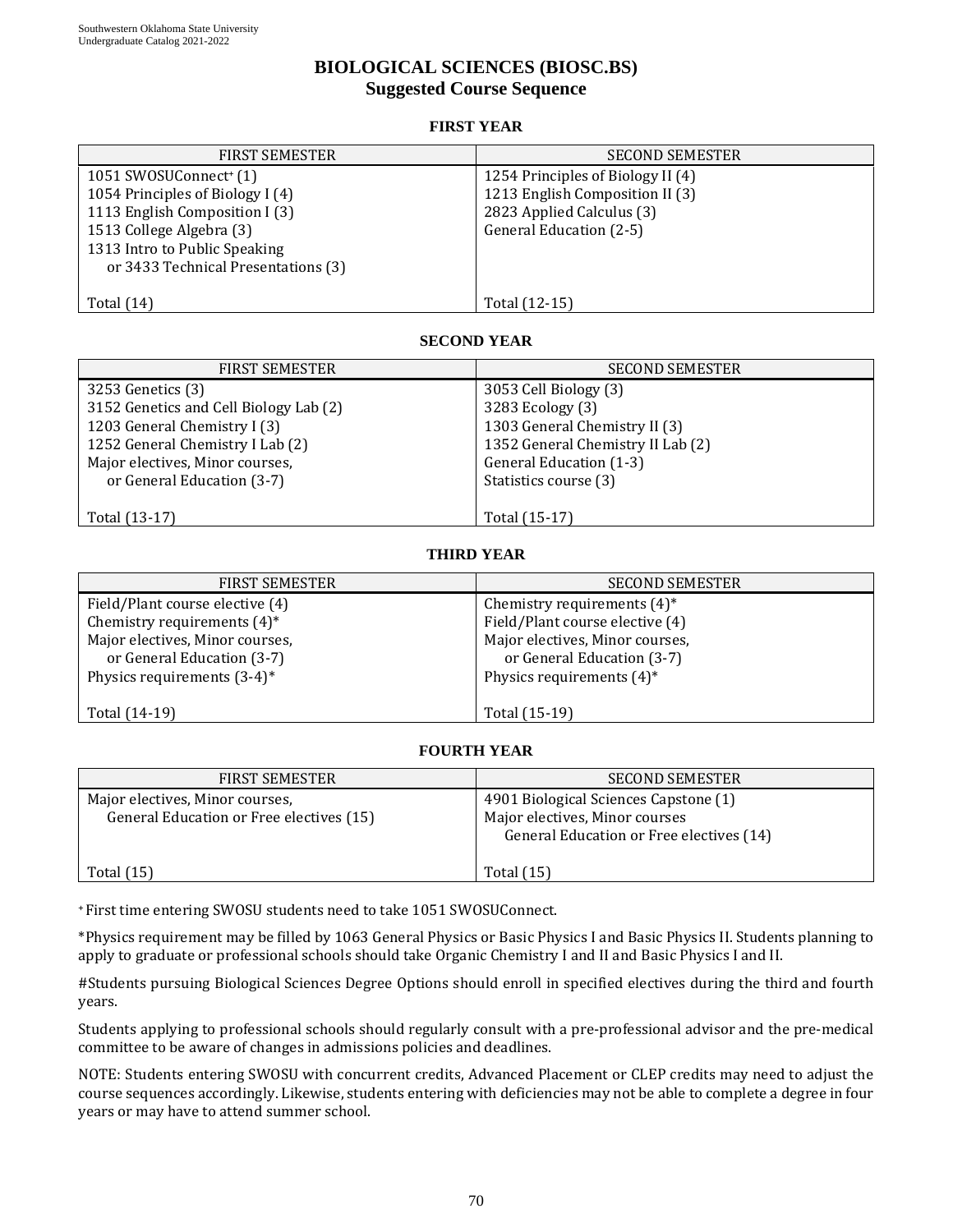# BIOLOGICAL SCIENCES (BIOSC.BS)
## Suggested Course Sequence

### FIRST YEAR

| FIRST SEMESTER | SECOND SEMESTER |
|---|---|
| 1051 SWOSUConnect+ (1)<br>1054 Principles of Biology I (4)<br>1113 English Composition I (3)<br>1513 College Algebra (3)<br>1313 Intro to Public Speaking<br>or 3433 Technical Presentations (3) | 1254 Principles of Biology II (4)<br>1213 English Composition II (3)<br>2823 Applied Calculus (3)<br>General Education (2-5) |
| Total (14) | Total (12-15) |

### SECOND YEAR

| FIRST SEMESTER | SECOND SEMESTER |
|---|---|
| 3253 Genetics (3)<br>3152 Genetics and Cell Biology Lab (2)<br>1203 General Chemistry I (3)<br>1252 General Chemistry I Lab (2)<br>Major electives, Minor courses,<br>or General Education (3-7) | 3053 Cell Biology (3)<br>3283 Ecology (3)<br>1303 General Chemistry II (3)<br>1352 General Chemistry II Lab (2)<br>General Education (1-3)<br>Statistics course (3) |
| Total (13-17) | Total (15-17) |

### THIRD YEAR

| FIRST SEMESTER | SECOND SEMESTER |
|---|---|
| Field/Plant course elective (4)<br>Chemistry requirements (4)*<br>Major electives, Minor courses,<br>or General Education (3-7)<br>Physics requirements (3-4)* | Chemistry requirements (4)*<br>Field/Plant course elective (4)<br>Major electives, Minor courses,<br>or General Education (3-7)<br>Physics requirements (4)* |
| Total (14-19) | Total (15-19) |

### FOURTH YEAR

| FIRST SEMESTER | SECOND SEMESTER |
|---|---|
| Major electives, Minor courses,<br>General Education or Free electives (15) | 4901 Biological Sciences Capstone (1)<br>Major electives, Minor courses<br>General Education or Free electives (14) |
| Total (15) | Total (15) |

+ First time entering SWOSU students need to take 1051 SWOSUConnect.

*Physics requirement may be filled by 1063 General Physics or Basic Physics I and Basic Physics II. Students planning to apply to graduate or professional schools should take Organic Chemistry I and II and Basic Physics I and II.

#Students pursuing Biological Sciences Degree Options should enroll in specified electives during the third and fourth years.

Students applying to professional schools should regularly consult with a pre-professional advisor and the pre-medical committee to be aware of changes in admissions policies and deadlines.

NOTE: Students entering SWOSU with concurrent credits, Advanced Placement or CLEP credits may need to adjust the course sequences accordingly. Likewise, students entering with deficiencies may not be able to complete a degree in four years or may have to attend summer school.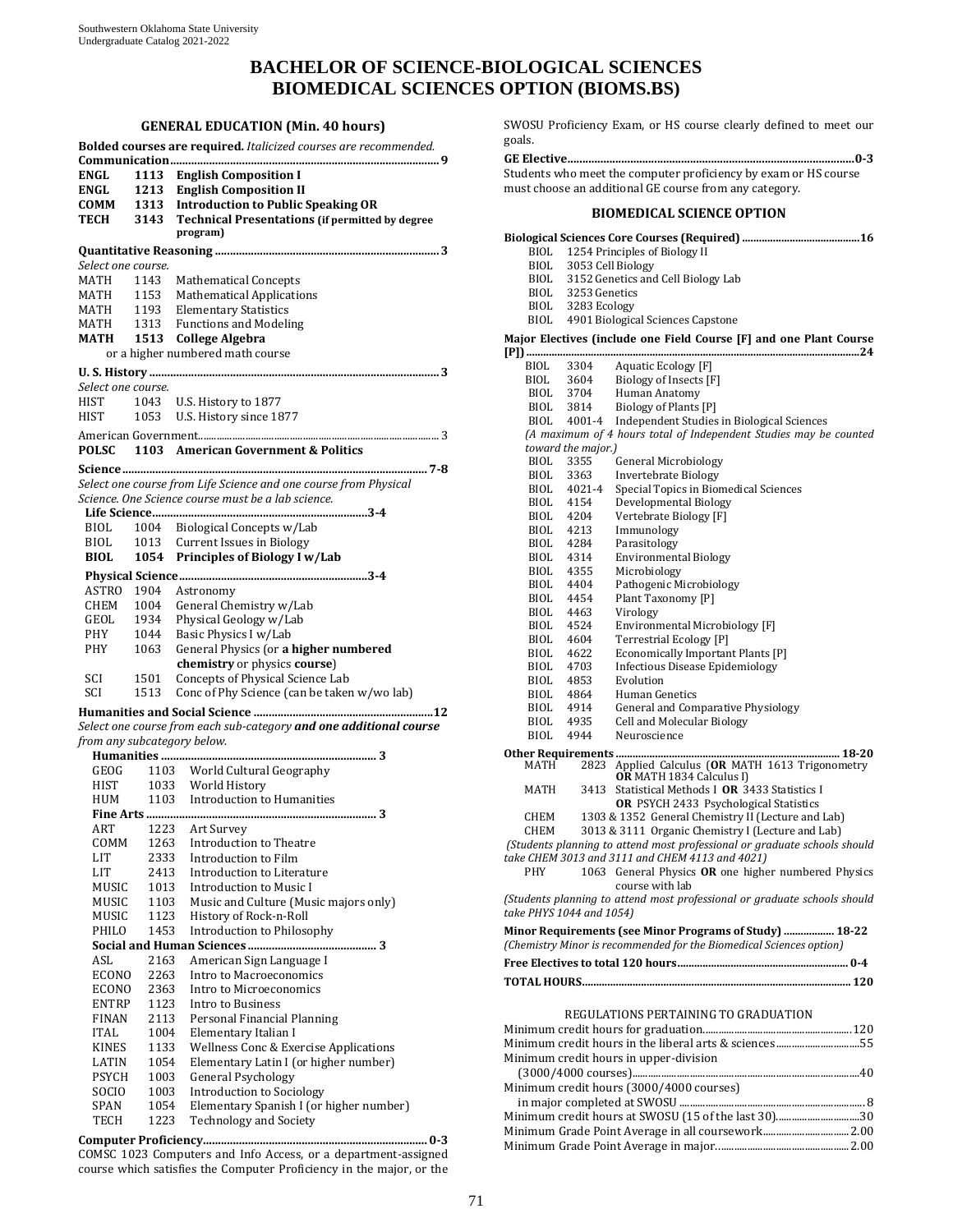# BACHELOR OF SCIENCE-BIOLOGICAL SCIENCES
# BIOMEDICAL SCIENCES OPTION (BIOMS.BS)

## GENERAL EDUCATION (Min. 40 hours)

**Bolded courses are required.** *Italicized courses are recommended.*

**Communication......9**

| | | |
|---|---|---|
| **ENGL** | **1113** | **English Composition I** |
| **ENGL** | **1213** | **English Composition II** |
| **COMM** | **1313** | **Introduction to Public Speaking OR** |
| **TECH** | **3143** | **Technical Presentations (if permitted by degree program)** |

**Quantitative Reasoning......3**

*Select one course.*

| | | |
|---|---|---|
| MATH | 1143 | Mathematical Concepts |
| MATH | 1153 | Mathematical Applications |
| MATH | 1193 | Elementary Statistics |
| MATH | 1313 | Functions and Modeling |
| **MATH** | **1513** | **College Algebra** |
| | | or a higher numbered math course |

**U. S. History......3**

*Select one course.*

| | | |
|---|---|---|
| HIST | 1043 | U.S. History to 1877 |
| HIST | 1053 | U.S. History since 1877 |

American Government......3

| | | |
|---|---|---|
| **POLSC** | **1103** | **American Government & Politics** |

**Science......7-8**

*Select one course from Life Science and one course from Physical Science. One Science course must be a lab science.*

**Life Science......3-4**

| | | |
|---|---|---|
| BIOL | 1004 | Biological Concepts w/Lab |
| BIOL | 1013 | Current Issues in Biology |
| **BIOL** | **1054** | **Principles of Biology I w/Lab** |

**Physical Science......3-4**

| | | |
|---|---|---|
| ASTRO | 1904 | Astronomy |
| CHEM | 1004 | General Chemistry w/Lab |
| GEOL | 1934 | Physical Geology w/Lab |
| PHY | 1044 | Basic Physics I w/Lab |
| PHY | 1063 | General Physics (or **a higher numbered chemistry** or physics **course**) |
| SCI | 1501 | Concepts of Physical Science Lab |
| SCI | 1513 | Conc of Phy Science (can be taken w/wo lab) |

**Humanities and Social Science......12**

*Select one course from each sub-category* ***and one additional course*** *from any subcategory below.*

**Humanities......3**

| | | |
|---|---|---|
| GEOG | 1103 | World Cultural Geography |
| HIST | 1033 | World History |
| HUM | 1103 | Introduction to Humanities |

**Fine Arts......3**

| | | |
|---|---|---|
| ART | 1223 | Art Survey |
| COMM | 1263 | Introduction to Theatre |
| LIT | 2333 | Introduction to Film |
| LIT | 2413 | Introduction to Literature |
| MUSIC | 1013 | Introduction to Music I |
| MUSIC | 1103 | Music and Culture (Music majors only) |
| MUSIC | 1123 | History of Rock-n-Roll |
| PHILO | 1453 | Introduction to Philosophy |

**Social and Human Sciences......3**

| | | |
|---|---|---|
| ASL | 2163 | American Sign Language I |
| ECONO | 2263 | Intro to Macroeconomics |
| ECONO | 2363 | Intro to Microeconomics |
| ENTRP | 1123 | Intro to Business |
| FINAN | 2113 | Personal Financial Planning |
| ITAL | 1004 | Elementary Italian I |
| KINES | 1133 | Wellness Conc & Exercise Applications |
| LATIN | 1054 | Elementary Latin I (or higher number) |
| PSYCH | 1003 | General Psychology |
| SOCIO | 1003 | Introduction to Sociology |
| SPAN | 1054 | Elementary Spanish I (or higher number) |
| TECH | 1223 | Technology and Society |

**Computer Proficiency......0-3**

COMSC 1023 Computers and Info Access, or a department-assigned course which satisfies the Computer Proficiency in the major, or the SWOSU Proficiency Exam, or HS course clearly defined to meet our goals.

**GE Elective......0-3**

Students who meet the computer proficiency by exam or HS course must choose an additional GE course from any category.

## BIOMEDICAL SCIENCE OPTION

**Biological Sciences Core Courses (Required)......16**

| | |
|---|---|
| BIOL | 1254 Principles of Biology II |
| BIOL | 3053 Cell Biology |
| BIOL | 3152 Genetics and Cell Biology Lab |
| BIOL | 3253 Genetics |
| BIOL | 3283 Ecology |
| BIOL | 4901 Biological Sciences Capstone |

**Major Electives (include one Field Course [F] and one Plant Course [P])......24**

| | | |
|---|---|---|
| BIOL | 3304 | Aquatic Ecology [F] |
| BIOL | 3604 | Biology of Insects [F] |
| BIOL | 3704 | Human Anatomy |
| BIOL | 3814 | Biology of Plants [P] |
| BIOL | 4001-4 | Independent Studies in Biological Sciences |
| | | *(A maximum of 4 hours total of Independent Studies may be counted toward the major.)* |
| BIOL | 3355 | General Microbiology |
| BIOL | 3363 | Invertebrate Biology |
| BIOL | 4021-4 | Special Topics in Biomedical Sciences |
| BIOL | 4154 | Developmental Biology |
| BIOL | 4204 | Vertebrate Biology [F] |
| BIOL | 4213 | Immunology |
| BIOL | 4284 | Parasitology |
| BIOL | 4314 | Environmental Biology |
| BIOL | 4355 | Microbiology |
| BIOL | 4404 | Pathogenic Microbiology |
| BIOL | 4454 | Plant Taxonomy [P] |
| BIOL | 4463 | Virology |
| BIOL | 4524 | Environmental Microbiology [F] |
| BIOL | 4604 | Terrestrial Ecology [P] |
| BIOL | 4622 | Economically Important Plants [P] |
| BIOL | 4703 | Infectious Disease Epidemiology |
| BIOL | 4853 | Evolution |
| BIOL | 4864 | Human Genetics |
| BIOL | 4914 | General and Comparative Physiology |
| BIOL | 4935 | Cell and Molecular Biology |
| BIOL | 4944 | Neuroscience |

**Other Requirements......18-20**

| | | |
|---|---|---|
| MATH | 2823 | Applied Calculus (**OR** MATH 1613 Trigonometry **OR** MATH 1834 Calculus I) |
| MATH | 3413 | Statistical Methods I **OR** 3433 Statistics I **OR** PSYCH 2433 Psychological Statistics |
| CHEM | | 1303 & 1352 General Chemistry II (Lecture and Lab) |
| CHEM | | 3013 & 3111 Organic Chemistry I (Lecture and Lab) |

*(Students planning to attend most professional or graduate schools should take CHEM 3013 and 3111 and CHEM 4113 and 4021)*

| | | |
|---|---|---|
| PHY | 1063 | General Physics **OR** one higher numbered Physics course with lab |

*(Students planning to attend most professional or graduate schools should take PHYS 1044 and 1054)*

**Minor Requirements (see Minor Programs of Study)......18-22**

*(Chemistry Minor is recommended for the Biomedical Sciences option)*

**Free Electives to total 120 hours......0-4**

**TOTAL HOURS......120**

### REGULATIONS PERTAINING TO GRADUATION

| | |
|---|---|
| Minimum credit hours for graduation | 120 |
| Minimum credit hours in the liberal arts & sciences | 55 |
| Minimum credit hours in upper-division (3000/4000 courses) | 40 |
| Minimum credit hours (3000/4000 courses) in major completed at SWOSU | 8 |
| Minimum credit hours at SWOSU (15 of the last 30) | 30 |
| Minimum Grade Point Average in all coursework | 2.00 |
| Minimum Grade Point Average in major | 2.00 |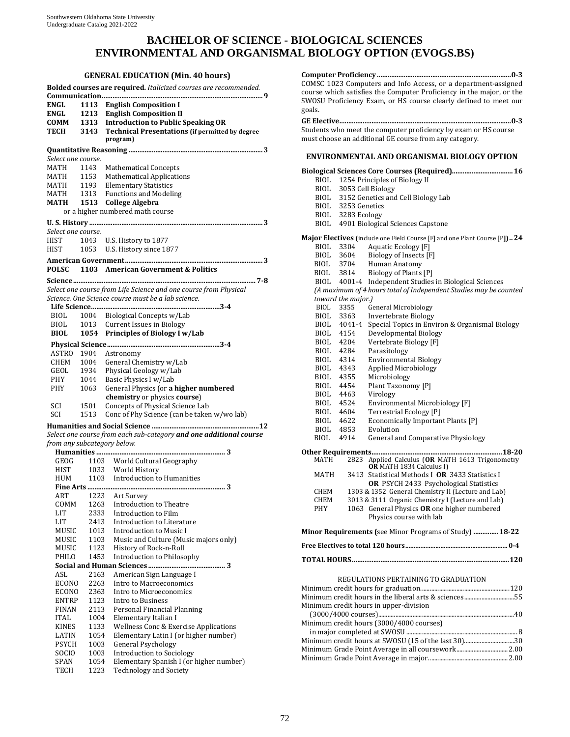# BACHELOR OF SCIENCE - BIOLOGICAL SCIENCES
# ENVIRONMENTAL AND ORGANISMAL BIOLOGY OPTION (EVOGS.BS)

## GENERAL EDUCATION (Min. 40 hours)

**Bolded courses are required.** *Italicized courses are recommended.*

**Communication ... 9**

| | | |
|---|---|---|
| **ENGL** | **1113** | **English Composition I** |
| **ENGL** | **1213** | **English Composition II** |
| **COMM** | **1313** | **Introduction to Public Speaking OR** |
| **TECH** | **3143** | **Technical Presentations (if permitted by degree program)** |

**Quantitative Reasoning ... 3**

*Select one course.*

| | | |
|---|---|---|
| MATH | 1143 | Mathematical Concepts |
| MATH | 1153 | Mathematical Applications |
| MATH | 1193 | Elementary Statistics |
| MATH | 1313 | Functions and Modeling |
| **MATH** | **1513** | **College Algebra** |

or a higher numbered math course

**U. S. History ... 3**

*Select one course.*

| | | |
|---|---|---|
| HIST | 1043 | U.S. History to 1877 |
| HIST | 1053 | U.S. History since 1877 |

**American Government ... 3**

| | | |
|---|---|---|
| **POLSC** | **1103** | **American Government & Politics** |

**Science ... 7-8**

*Select one course from Life Science and one course from Physical Science. One Science course must be a lab science.*

**Life Science ... 3-4**

| | | |
|---|---|---|
| BIOL | 1004 | Biological Concepts w/Lab |
| BIOL | 1013 | Current Issues in Biology |
| **BIOL** | **1054** | **Principles of Biology I w/Lab** |

**Physical Science ... 3-4**

| | | |
|---|---|---|
| ASTRO | 1904 | Astronomy |
| CHEM | 1004 | General Chemistry w/Lab |
| GEOL | 1934 | Physical Geology w/Lab |
| PHY | 1044 | Basic Physics I w/Lab |
| PHY | 1063 | General Physics (or **a higher numbered chemistry** or physics **course**) |
| SCI | 1501 | Concepts of Physical Science Lab |
| SCI | 1513 | Conc of Phy Science (can be taken w/wo lab) |

**Humanities and Social Science ... 12**

*Select one course from each sub-category* ***and one additional course*** *from any subcategory below.*

**Humanities ... 3**

| | | |
|---|---|---|
| GEOG | 1103 | World Cultural Geography |
| HIST | 1033 | World History |
| HUM | 1103 | Introduction to Humanities |

**Fine Arts ... 3**

| | | |
|---|---|---|
| ART | 1223 | Art Survey |
| COMM | 1263 | Introduction to Theatre |
| LIT | 2333 | Introduction to Film |
| LIT | 2413 | Introduction to Literature |
| MUSIC | 1013 | Introduction to Music I |
| MUSIC | 1103 | Music and Culture (Music majors only) |
| MUSIC | 1123 | History of Rock-n-Roll |
| PHILO | 1453 | Introduction to Philosophy |

**Social and Human Sciences ... 3**

| | | |
|---|---|---|
| ASL | 2163 | American Sign Language I |
| ECONO | 2263 | Intro to Macroeconomics |
| ECONO | 2363 | Intro to Microeconomics |
| ENTRP | 1123 | Intro to Business |
| FINAN | 2113 | Personal Financial Planning |
| ITAL | 1004 | Elementary Italian I |
| KINES | 1133 | Wellness Conc & Exercise Applications |
| LATIN | 1054 | Elementary Latin I (or higher number) |
| PSYCH | 1003 | General Psychology |
| SOCIO | 1003 | Introduction to Sociology |
| SPAN | 1054 | Elementary Spanish I (or higher number) |
| TECH | 1223 | Technology and Society |

**Computer Proficiency ... 0-3**

COMSC 1023 Computers and Info Access, or a department-assigned course which satisfies the Computer Proficiency in the major, or the SWOSU Proficiency Exam, or HS course clearly defined to meet our goals.

**GE Elective ... 0-3**

Students who meet the computer proficiency by exam or HS course must choose an additional GE course from any category.

## ENVIRONMENTAL AND ORGANISMAL BIOLOGY OPTION

**Biological Sciences Core Courses (Required) ... 16**

| | |
|---|---|
| BIOL | 1254 Principles of Biology II |
| BIOL | 3053 Cell Biology |
| BIOL | 3152 Genetics and Cell Biology Lab |
| BIOL | 3253 Genetics |
| BIOL | 3283 Ecology |
| BIOL | 4901 Biological Sciences Capstone |

**Major Electives (**include one Field Course [F] and one Plant Course [P]**) .. 24**

| | | |
|---|---|---|
| BIOL | 3304 | Aquatic Ecology [F] |
| BIOL | 3604 | Biology of Insects [F] |
| BIOL | 3704 | Human Anatomy |
| BIOL | 3814 | Biology of Plants [P] |
| BIOL | 4001-4 | Independent Studies in Biological Sciences |

*(A maximum of 4 hours total of Independent Studies may be counted toward the major.)*

| | | |
|---|---|---|
| BIOL | 3355 | General Microbiology |
| BIOL | 3363 | Invertebrate Biology |
| BIOL | 4041-4 | Special Topics in Environ & Organismal Biology |
| BIOL | 4154 | Developmental Biology |
| BIOL | 4204 | Vertebrate Biology [F] |
| BIOL | 4284 | Parasitology |
| BIOL | 4314 | Environmental Biology |
| BIOL | 4343 | Applied Microbiology |
| BIOL | 4355 | Microbiology |
| BIOL | 4454 | Plant Taxonomy [P] |
| BIOL | 4463 | Virology |
| BIOL | 4524 | Environmental Microbiology [F] |
| BIOL | 4604 | Terrestrial Ecology [P] |
| BIOL | 4622 | Economically Important Plants [P] |
| BIOL | 4853 | Evolution |
| BIOL | 4914 | General and Comparative Physiology |

**Other Requirements ... 18-20**

| | |
|---|---|
| MATH | 2823 Applied Calculus (**OR** MATH 1613 Trigonometry **OR** MATH 1834 Calculus I) |
| MATH | 3413 Statistical Methods I **OR** 3433 Statistics I **OR** PSYCH 2433 Psychological Statistics |
| CHEM | 1303 & 1352 General Chemistry II (Lecture and Lab) |
| CHEM | 3013 & 3111 Organic Chemistry I (Lecture and Lab) |
| PHY | 1063 General Physics **OR** one higher numbered Physics course with lab |

**Minor Requirements (**see Minor Programs of Study) **... 18-22**

**Free Electives to total 120 hours ... 0-4**

**TOTAL HOURS ... 120**

### REGULATIONS PERTAINING TO GRADUATION

| | |
|---|---|
| Minimum credit hours for graduation | 120 |
| Minimum credit hours in the liberal arts & sciences | 55 |
| Minimum credit hours in upper-division (3000/4000 courses) | 40 |
| Minimum credit hours (3000/4000 courses) in major completed at SWOSU | 8 |
| Minimum credit hours at SWOSU (15 of the last 30) | 30 |
| Minimum Grade Point Average in all coursework | 2.00 |
| Minimum Grade Point Average in major | 2.00 |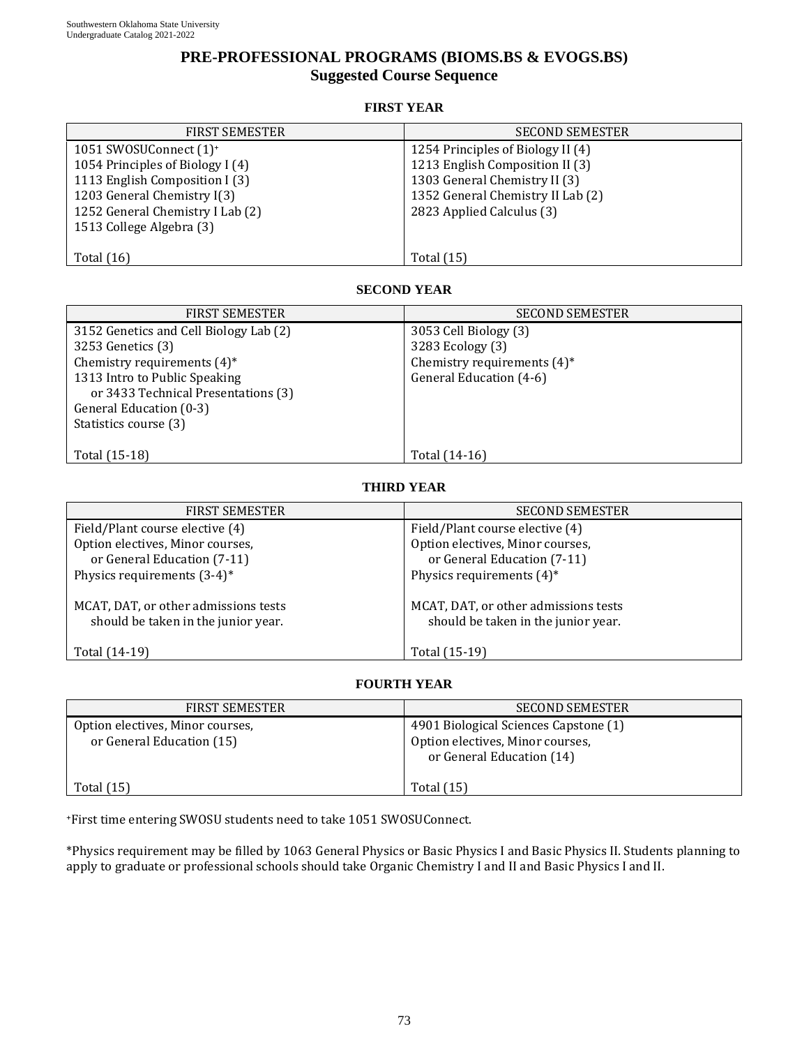# PRE-PROFESSIONAL PROGRAMS (BIOMS.BS & EVOGS.BS)
## Suggested Course Sequence

### FIRST YEAR

| FIRST SEMESTER | SECOND SEMESTER |
|---|---|
| 1051 SWOSUConnect (1)[+] | 1254 Principles of Biology II (4) |
| 1054 Principles of Biology I (4) | 1213 English Composition II (3) |
| 1113 English Composition I (3) | 1303 General Chemistry II (3) |
| 1203 General Chemistry I(3) | 1352 General Chemistry II Lab (2) |
| 1252 General Chemistry I Lab (2) | 2823 Applied Calculus (3) |
| 1513 College Algebra (3) | |
| Total (16) | Total (15) |

### SECOND YEAR

| FIRST SEMESTER | SECOND SEMESTER |
|---|---|
| 3152 Genetics and Cell Biology Lab (2) | 3053 Cell Biology (3) |
| 3253 Genetics (3) | 3283 Ecology (3) |
| Chemistry requirements (4)* | Chemistry requirements (4)* |
| 1313 Intro to Public Speaking or 3433 Technical Presentations (3) | General Education (4-6) |
| General Education (0-3) | |
| Statistics course (3) | |
| Total (15-18) | Total (14-16) |

### THIRD YEAR

| FIRST SEMESTER | SECOND SEMESTER |
|---|---|
| Field/Plant course elective (4) | Field/Plant course elective (4) |
| Option electives, Minor courses, or General Education (7-11) | Option electives, Minor courses, or General Education (7-11) |
| Physics requirements (3-4)* | Physics requirements (4)* |
| MCAT, DAT, or other admissions tests should be taken in the junior year. | MCAT, DAT, or other admissions tests should be taken in the junior year. |
| Total (14-19) | Total (15-19) |

### FOURTH YEAR

| FIRST SEMESTER | SECOND SEMESTER |
|---|---|
| Option electives, Minor courses, or General Education (15) | 4901 Biological Sciences Capstone (1) |
| | Option electives, Minor courses, or General Education (14) |
| Total (15) | Total (15) |

[+]First time entering SWOSU students need to take 1051 SWOSUConnect.

*Physics requirement may be filled by 1063 General Physics or Basic Physics I and Basic Physics II. Students planning to apply to graduate or professional schools should take Organic Chemistry I and II and Basic Physics I and II.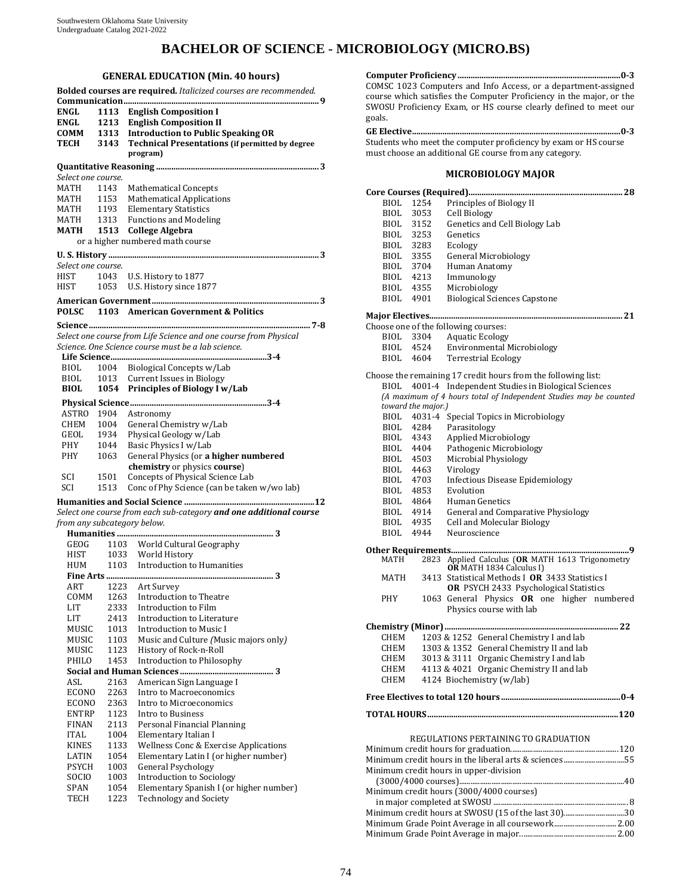Southwestern Oklahoma State University
Undergraduate Catalog 2021-2022

# BACHELOR OF SCIENCE - MICROBIOLOGY (MICRO.BS)

## GENERAL EDUCATION (Min. 40 hours)

**Bolded courses are required.** *Italicized courses are recommended.*

**Communication......9**

| | | |
|---|---|---|
| **ENGL** | **1113** | **English Composition I** |
| **ENGL** | **1213** | **English Composition II** |
| **COMM** | **1313** | **Introduction to Public Speaking OR** |
| **TECH** | **3143** | **Technical Presentations (if permitted by degree program)** |

**Quantitative Reasoning......3**

*Select one course.*

| | | |
|---|---|---|
| MATH | 1143 | Mathematical Concepts |
| MATH | 1153 | Mathematical Applications |
| MATH | 1193 | Elementary Statistics |
| MATH | 1313 | Functions and Modeling |
| **MATH** | **1513** | **College Algebra** |

or a higher numbered math course

**U. S. History......3**

*Select one course.*

| | | |
|---|---|---|
| HIST | 1043 | U.S. History to 1877 |
| HIST | 1053 | U.S. History since 1877 |

**American Government......3**

| | | |
|---|---|---|
| **POLSC** | **1103** | **American Government & Politics** |

**Science......7-8**

*Select one course from Life Science and one course from Physical Science. One Science course must be a lab science.*

**Life Science......3-4**

| | | |
|---|---|---|
| BIOL | 1004 | Biological Concepts w/Lab |
| BIOL | 1013 | Current Issues in Biology |
| **BIOL** | **1054** | **Principles of Biology I w/Lab** |

**Physical Science......3-4**

| | | |
|---|---|---|
| ASTRO | 1904 | Astronomy |
| CHEM | 1004 | General Chemistry w/Lab |
| GEOL | 1934 | Physical Geology w/Lab |
| PHY | 1044 | Basic Physics I w/Lab |
| PHY | 1063 | General Physics (or **a higher numbered chemistry** or physics **course**) |
| SCI | 1501 | Concepts of Physical Science Lab |
| SCI | 1513 | Conc of Phy Science (can be taken w/wo lab) |

**Humanities and Social Science......12**

*Select one course from each sub-category **and one additional course** from any subcategory below.*

**Humanities......3**

| | | |
|---|---|---|
| GEOG | 1103 | World Cultural Geography |
| HIST | 1033 | World History |
| HUM | 1103 | Introduction to Humanities |

**Fine Arts......3**

| | | |
|---|---|---|
| ART | 1223 | Art Survey |
| COMM | 1263 | Introduction to Theatre |
| LIT | 2333 | Introduction to Film |
| LIT | 2413 | Introduction to Literature |
| MUSIC | 1013 | Introduction to Music I |
| MUSIC | 1103 | Music and Culture *(*Music majors only*)* |
| MUSIC | 1123 | History of Rock-n-Roll |
| PHILO | 1453 | Introduction to Philosophy |

**Social and Human Sciences......3**

| | | |
|---|---|---|
| ASL | 2163 | American Sign Language I |
| ECONO | 2263 | Intro to Macroeconomics |
| ECONO | 2363 | Intro to Microeconomics |
| ENTRP | 1123 | Intro to Business |
| FINAN | 2113 | Personal Financial Planning |
| ITAL | 1004 | Elementary Italian I |
| KINES | 1133 | Wellness Conc & Exercise Applications |
| LATIN | 1054 | Elementary Latin I (or higher number) |
| PSYCH | 1003 | General Psychology |
| SOCIO | 1003 | Introduction to Sociology |
| SPAN | 1054 | Elementary Spanish I (or higher number) |
| TECH | 1223 | Technology and Society |

**Computer Proficiency......0-3**

COMSC 1023 Computers and Info Access, or a department-assigned course which satisfies the Computer Proficiency in the major, or the SWOSU Proficiency Exam, or HS course clearly defined to meet our goals.

**GE Elective......0-3**

Students who meet the computer proficiency by exam or HS course must choose an additional GE course from any category.

## MICROBIOLOGY MAJOR

**Core Courses (Required)......28**

| | | |
|---|---|---|
| BIOL | 1254 | Principles of Biology II |
| BIOL | 3053 | Cell Biology |
| BIOL | 3152 | Genetics and Cell Biology Lab |
| BIOL | 3253 | Genetics |
| BIOL | 3283 | Ecology |
| BIOL | 3355 | General Microbiology |
| BIOL | 3704 | Human Anatomy |
| BIOL | 4213 | Immunology |
| BIOL | 4355 | Microbiology |
| BIOL | 4901 | Biological Sciences Capstone |

**Major Electives......21**

Choose one of the following courses:

| | | |
|---|---|---|
| BIOL | 3304 | Aquatic Ecology |
| BIOL | 4524 | Environmental Microbiology |
| BIOL | 4604 | Terrestrial Ecology |

Choose the remaining 17 credit hours from the following list:

BIOL 4001-4 Independent Studies in Biological Sciences

*(A maximum of 4 hours total of Independent Studies may be counted toward the major.)*

| | | |
|---|---|---|
| BIOL | 4031-4 | Special Topics in Microbiology |
| BIOL | 4284 | Parasitology |
| BIOL | 4343 | Applied Microbiology |
| BIOL | 4404 | Pathogenic Microbiology |
| BIOL | 4503 | Microbial Physiology |
| BIOL | 4463 | Virology |
| BIOL | 4703 | Infectious Disease Epidemiology |
| BIOL | 4853 | Evolution |
| BIOL | 4864 | Human Genetics |
| BIOL | 4914 | General and Comparative Physiology |
| BIOL | 4935 | Cell and Molecular Biology |
| BIOL | 4944 | Neuroscience |

**Other Requirements......9**

| | | |
|---|---|---|
| MATH | 2823 | Applied Calculus (**OR** MATH 1613 Trigonometry **OR** MATH 1834 Calculus I) |
| MATH | 3413 | Statistical Methods I **OR** 3433 Statistics I **OR** PSYCH 2433 Psychological Statistics |
| PHY | 1063 | General Physics **OR** one higher numbered Physics course with lab |

**Chemistry (Minor)......22**

| | | |
|---|---|---|
| CHEM | 1203 & 1252 | General Chemistry I and lab |
| CHEM | 1303 & 1352 | General Chemistry II and lab |
| CHEM | 3013 & 3111 | Organic Chemistry I and lab |
| CHEM | 4113 & 4021 | Organic Chemistry II and lab |
| CHEM | 4124 | Biochemistry (w/lab) |

**Free Electives to total 120 hours......0-4**

**TOTAL HOURS......120**

### REGULATIONS PERTAINING TO GRADUATION

| | |
|---|---|
| Minimum credit hours for graduation | 120 |
| Minimum credit hours in the liberal arts & sciences | 55 |
| Minimum credit hours in upper-division (3000/4000 courses) | 40 |
| Minimum credit hours (3000/4000 courses) in major completed at SWOSU | 8 |
| Minimum credit hours at SWOSU (15 of the last 30) | 30 |
| Minimum Grade Point Average in all coursework | 2.00 |
| Minimum Grade Point Average in major | 2.00 |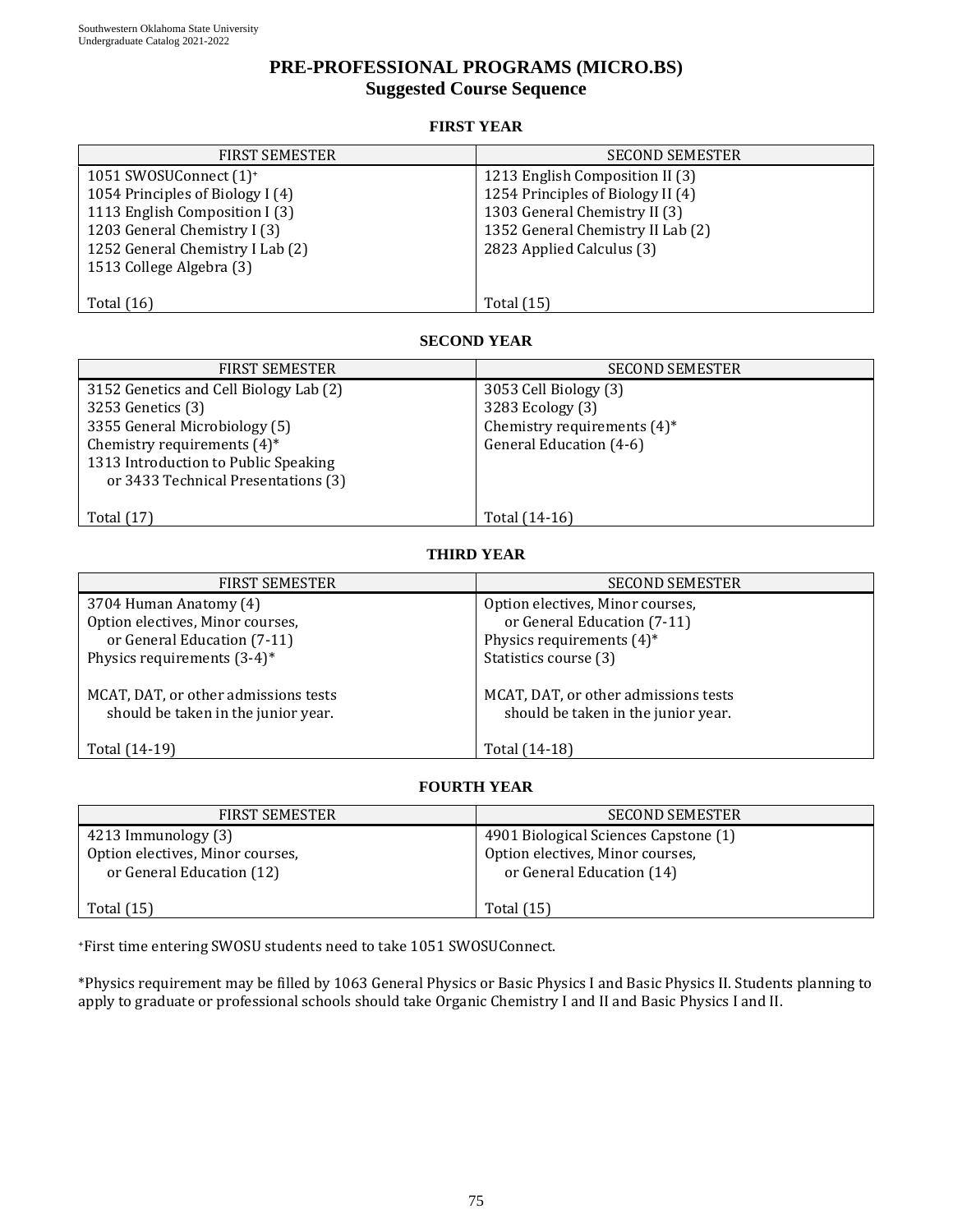# PRE-PROFESSIONAL PROGRAMS (MICRO.BS)

## Suggested Course Sequence

### FIRST YEAR

| FIRST SEMESTER | SECOND SEMESTER |
|---|---|
| 1051 SWOSUConnect (1)+ | 1213 English Composition II (3) |
| 1054 Principles of Biology I (4) | 1254 Principles of Biology II (4) |
| 1113 English Composition I (3) | 1303 General Chemistry II (3) |
| 1203 General Chemistry I (3) | 1352 General Chemistry II Lab (2) |
| 1252 General Chemistry I Lab (2) | 2823 Applied Calculus (3) |
| 1513 College Algebra (3) | |
| Total (16) | Total (15) |

### SECOND YEAR

| FIRST SEMESTER | SECOND SEMESTER |
|---|---|
| 3152 Genetics and Cell Biology Lab (2) | 3053 Cell Biology (3) |
| 3253 Genetics (3) | 3283 Ecology (3) |
| 3355 General Microbiology (5) | Chemistry requirements (4)* |
| Chemistry requirements (4)* | General Education (4-6) |
| 1313 Introduction to Public Speaking or 3433 Technical Presentations (3) | |
| Total (17) | Total (14-16) |

### THIRD YEAR

| FIRST SEMESTER | SECOND SEMESTER |
|---|---|
| 3704 Human Anatomy (4) | Option electives, Minor courses, or General Education (7-11) |
| Option electives, Minor courses, or General Education (7-11) | Physics requirements (4)* |
| Physics requirements (3-4)* | Statistics course (3) |
| MCAT, DAT, or other admissions tests should be taken in the junior year. | MCAT, DAT, or other admissions tests should be taken in the junior year. |
| Total (14-19) | Total (14-18) |

### FOURTH YEAR

| FIRST SEMESTER | SECOND SEMESTER |
|---|---|
| 4213 Immunology (3) | 4901 Biological Sciences Capstone (1) |
| Option electives, Minor courses, or General Education (12) | Option electives, Minor courses, or General Education (14) |
| Total (15) | Total (15) |

+First time entering SWOSU students need to take 1051 SWOSUConnect.

*Physics requirement may be filled by 1063 General Physics or Basic Physics I and Basic Physics II. Students planning to apply to graduate or professional schools should take Organic Chemistry I and II and Basic Physics I and II.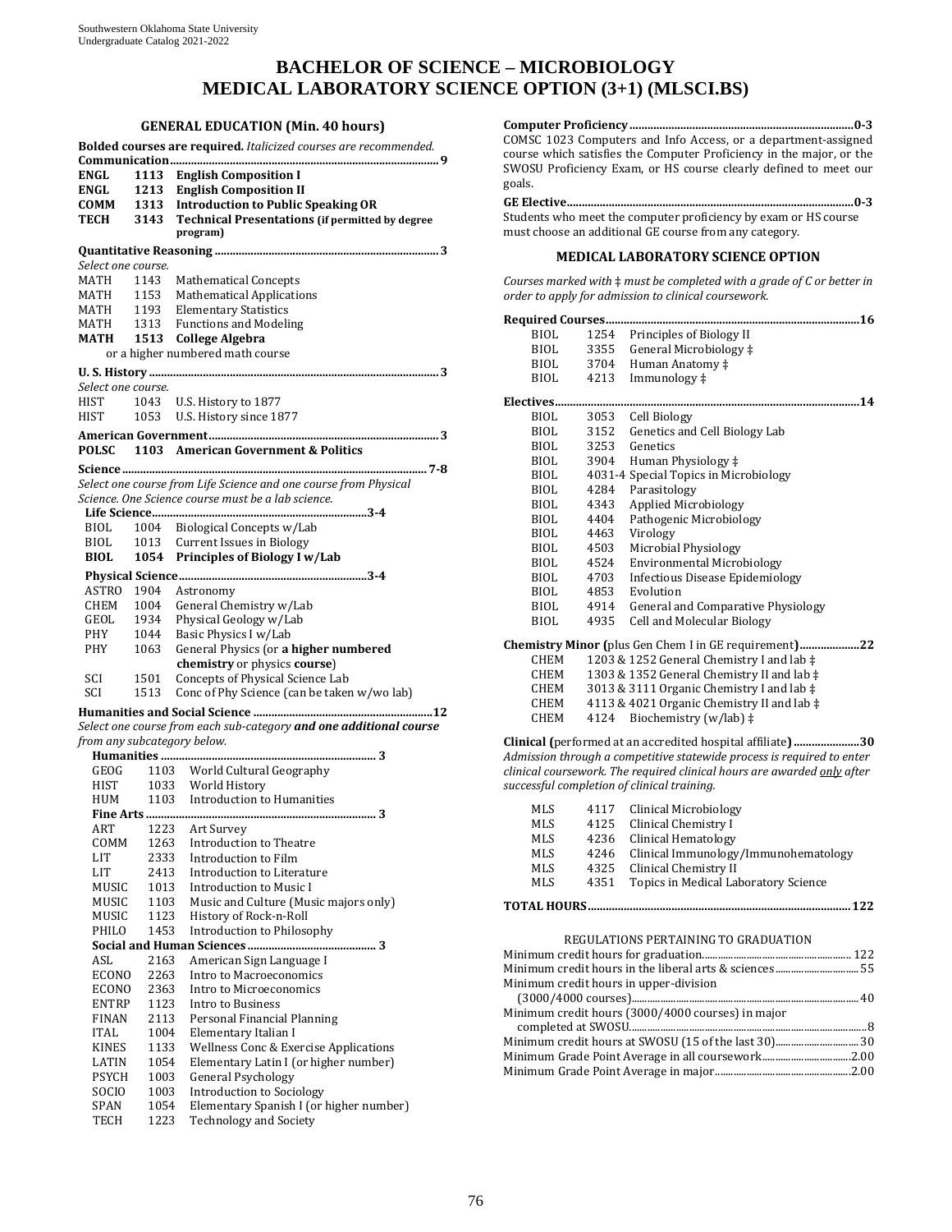# BACHELOR OF SCIENCE – MICROBIOLOGY
# MEDICAL LABORATORY SCIENCE OPTION (3+1) (MLSCI.BS)

## GENERAL EDUCATION (Min. 40 hours)

**Bolded courses are required.** *Italicized courses are recommended.*

**Communication ........................................ 9**

| | | |
|---|---|---|
| **ENGL** | **1113** | **English Composition I** |
| **ENGL** | **1213** | **English Composition II** |
| **COMM** | **1313** | **Introduction to Public Speaking OR** |
| **TECH** | **3143** | **Technical Presentations (if permitted by degree program)** |

**Quantitative Reasoning ........................................ 3**

*Select one course.*

| | | |
|---|---|---|
| MATH | 1143 | Mathematical Concepts |
| MATH | 1153 | Mathematical Applications |
| MATH | 1193 | Elementary Statistics |
| MATH | 1313 | Functions and Modeling |
| **MATH** | **1513** | **College Algebra** |

or a higher numbered math course

**U. S. History ........................................ 3**

*Select one course.*

| | | |
|---|---|---|
| HIST | 1043 | U.S. History to 1877 |
| HIST | 1053 | U.S. History since 1877 |

**American Government ........................................ 3**

| | | |
|---|---|---|
| **POLSC** | **1103** | **American Government & Politics** |

**Science ........................................ 7-8**

*Select one course from Life Science and one course from Physical Science. One Science course must be a lab science.*

**Life Science ........................................ 3-4**

| | | |
|---|---|---|
| BIOL | 1004 | Biological Concepts w/Lab |
| BIOL | 1013 | Current Issues in Biology |
| **BIOL** | **1054** | **Principles of Biology I w/Lab** |

**Physical Science ........................................ 3-4**

| | | |
|---|---|---|
| ASTRO | 1904 | Astronomy |
| CHEM | 1004 | General Chemistry w/Lab |
| GEOL | 1934 | Physical Geology w/Lab |
| PHY | 1044 | Basic Physics I w/Lab |
| PHY | 1063 | General Physics (or **a higher numbered chemistry** or physics **course**) |
| SCI | 1501 | Concepts of Physical Science Lab |
| SCI | 1513 | Conc of Phy Science (can be taken w/wo lab) |

**Humanities and Social Science ........................................ 12**

*Select one course from each sub-category **and one additional course** from any subcategory below.*

**Humanities ........................................ 3**

| | | |
|---|---|---|
| GEOG | 1103 | World Cultural Geography |
| HIST | 1033 | World History |
| HUM | 1103 | Introduction to Humanities |

**Fine Arts ........................................ 3**

| | | |
|---|---|---|
| ART | 1223 | Art Survey |
| COMM | 1263 | Introduction to Theatre |
| LIT | 2333 | Introduction to Film |
| LIT | 2413 | Introduction to Literature |
| MUSIC | 1013 | Introduction to Music I |
| MUSIC | 1103 | Music and Culture (Music majors only) |
| MUSIC | 1123 | History of Rock-n-Roll |
| PHILO | 1453 | Introduction to Philosophy |

**Social and Human Sciences ........................................ 3**

| | | |
|---|---|---|
| ASL | 2163 | American Sign Language I |
| ECONO | 2263 | Intro to Macroeconomics |
| ECONO | 2363 | Intro to Microeconomics |
| ENTRP | 1123 | Intro to Business |
| FINAN | 2113 | Personal Financial Planning |
| ITAL | 1004 | Elementary Italian I |
| KINES | 1133 | Wellness Conc & Exercise Applications |
| LATIN | 1054 | Elementary Latin I (or higher number) |
| PSYCH | 1003 | General Psychology |
| SOCIO | 1003 | Introduction to Sociology |
| SPAN | 1054 | Elementary Spanish I (or higher number) |
| TECH | 1223 | Technology and Society |

**Computer Proficiency ........................................ 0-3**

COMSC 1023 Computers and Info Access, or a department-assigned course which satisfies the Computer Proficiency in the major, or the SWOSU Proficiency Exam, or HS course clearly defined to meet our goals.

**GE Elective ........................................ 0-3**

Students who meet the computer proficiency by exam or HS course must choose an additional GE course from any category.

## MEDICAL LABORATORY SCIENCE OPTION

*Courses marked with ‡ must be completed with a grade of C or better in order to apply for admission to clinical coursework.*

**Required Courses ........................................ 16**

| | | |
|---|---|---|
| BIOL | 1254 | Principles of Biology II |
| BIOL | 3355 | General Microbiology ‡ |
| BIOL | 3704 | Human Anatomy ‡ |
| BIOL | 4213 | Immunology ‡ |

**Electives ........................................ 14**

| | | |
|---|---|---|
| BIOL | 3053 | Cell Biology |
| BIOL | 3152 | Genetics and Cell Biology Lab |
| BIOL | 3253 | Genetics |
| BIOL | 3904 | Human Physiology ‡ |
| BIOL | 4031-4 | Special Topics in Microbiology |
| BIOL | 4284 | Parasitology |
| BIOL | 4343 | Applied Microbiology |
| BIOL | 4404 | Pathogenic Microbiology |
| BIOL | 4463 | Virology |
| BIOL | 4503 | Microbial Physiology |
| BIOL | 4524 | Environmental Microbiology |
| BIOL | 4703 | Infectious Disease Epidemiology |
| BIOL | 4853 | Evolution |
| BIOL | 4914 | General and Comparative Physiology |
| BIOL | 4935 | Cell and Molecular Biology |

**Chemistry Minor (**plus Gen Chem I in GE requirement**) ........................................ 22**

| | |
|---|---|
| CHEM | 1203 & 1252 General Chemistry I and lab ‡ |
| CHEM | 1303 & 1352 General Chemistry II and lab ‡ |
| CHEM | 3013 & 3111 Organic Chemistry I and lab ‡ |
| CHEM | 4113 & 4021 Organic Chemistry II and lab ‡ |
| CHEM | 4124 Biochemistry (w/lab) ‡ |

**Clinical (**performed at an accredited hospital affiliate**) ........................................ 30**

*Admission through a competitive statewide process is required to enter clinical coursework. The required clinical hours are awarded only after successful completion of clinical training.*

| | | |
|---|---|---|
| MLS | 4117 | Clinical Microbiology |
| MLS | 4125 | Clinical Chemistry I |
| MLS | 4236 | Clinical Hematology |
| MLS | 4246 | Clinical Immunology/Immunohematology |
| MLS | 4325 | Clinical Chemistry II |
| MLS | 4351 | Topics in Medical Laboratory Science |

**TOTAL HOURS ........................................ 122**

### REGULATIONS PERTAINING TO GRADUATION

| | |
|---|---|
| Minimum credit hours for graduation | 122 |
| Minimum credit hours in the liberal arts & sciences | 55 |
| Minimum credit hours in upper-division (3000/4000 courses) | 40 |
| Minimum credit hours (3000/4000 courses) in major completed at SWOSU | 8 |
| Minimum credit hours at SWOSU (15 of the last 30) | 30 |
| Minimum Grade Point Average in all coursework | 2.00 |
| Minimum Grade Point Average in major | 2.00 |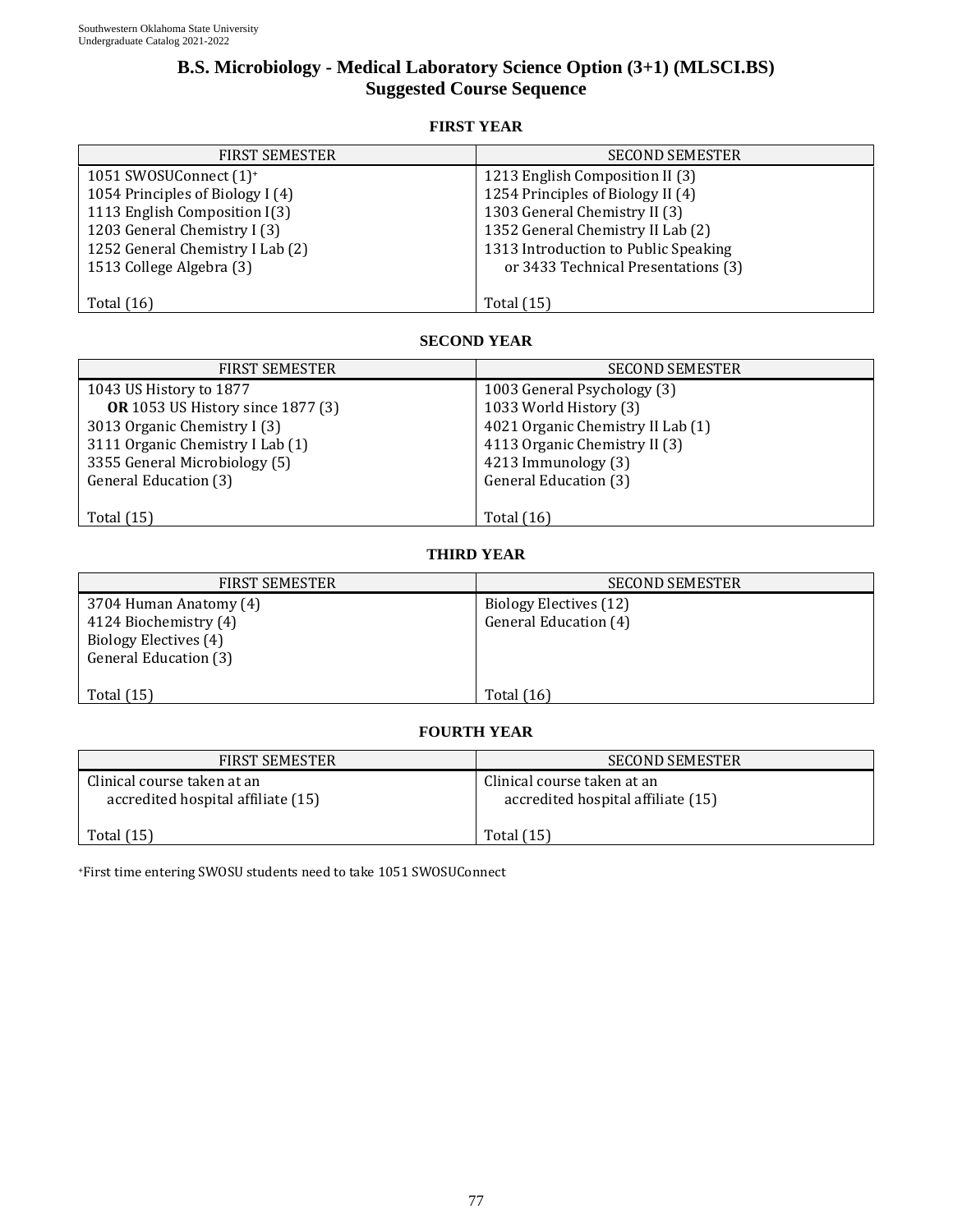# B.S. Microbiology - Medical Laboratory Science Option (3+1) (MLSCI.BS)
## Suggested Course Sequence

### FIRST YEAR

| FIRST SEMESTER | SECOND SEMESTER |
|---|---|
| 1051 SWOSUConnect (1)+ | 1213 English Composition II (3) |
| 1054 Principles of Biology I (4) | 1254 Principles of Biology II (4) |
| 1113 English Composition I(3) | 1303 General Chemistry II (3) |
| 1203 General Chemistry I (3) | 1352 General Chemistry II Lab (2) |
| 1252 General Chemistry I Lab (2) | 1313 Introduction to Public Speaking or 3433 Technical Presentations (3) |
| 1513 College Algebra (3) | |
| Total (16) | Total (15) |

### SECOND YEAR

| FIRST SEMESTER | SECOND SEMESTER |
|---|---|
| 1043 US History to 1877 **OR** 1053 US History since 1877 (3) | 1003 General Psychology (3) |
| 3013 Organic Chemistry I (3) | 1033 World History (3) |
| 3111 Organic Chemistry I Lab (1) | 4021 Organic Chemistry II Lab (1) |
| 3355 General Microbiology (5) | 4113 Organic Chemistry II (3) |
| General Education (3) | 4213 Immunology (3) |
| | General Education (3) |
| Total (15) | Total (16) |

### THIRD YEAR

| FIRST SEMESTER | SECOND SEMESTER |
|---|---|
| 3704 Human Anatomy (4) | Biology Electives (12) |
| 4124 Biochemistry (4) | General Education (4) |
| Biology Electives (4) | |
| General Education (3) | |
| Total (15) | Total (16) |

### FOURTH YEAR

| FIRST SEMESTER | SECOND SEMESTER |
|---|---|
| Clinical course taken at an accredited hospital affiliate (15) | Clinical course taken at an accredited hospital affiliate (15) |
| Total (15) | Total (15) |

+First time entering SWOSU students need to take 1051 SWOSUConnect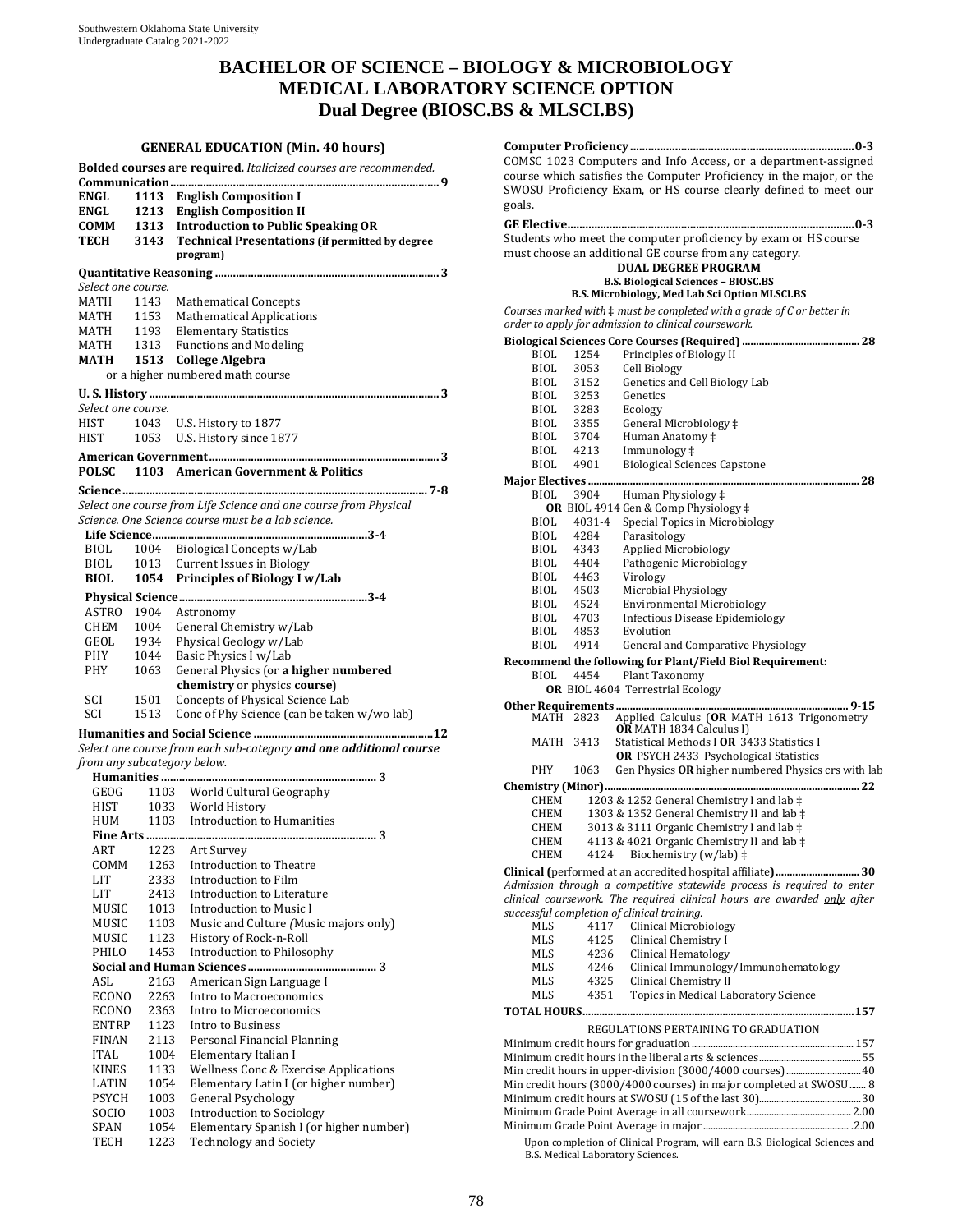# BACHELOR OF SCIENCE – BIOLOGY & MICROBIOLOGY
# MEDICAL LABORATORY SCIENCE OPTION
# Dual Degree (BIOSC.BS & MLSCI.BS)

## GENERAL EDUCATION (Min. 40 hours)

**Bolded courses are required.** *Italicized courses are recommended.*

**Communication ... 9**

| | | |
|---|---|---|
| **ENGL** | **1113** | **English Composition I** |
| **ENGL** | **1213** | **English Composition II** |
| **COMM** | **1313** | **Introduction to Public Speaking OR** |
| **TECH** | **3143** | **Technical Presentations (if permitted by degree program)** |

**Quantitative Reasoning ... 3**

*Select one course.*

| | | |
|---|---|---|
| MATH | 1143 | Mathematical Concepts |
| MATH | 1153 | Mathematical Applications |
| MATH | 1193 | Elementary Statistics |
| MATH | 1313 | Functions and Modeling |
| **MATH** | **1513** | **College Algebra** |

or a higher numbered math course

**U. S. History ... 3**

*Select one course.*

| | | |
|---|---|---|
| HIST | 1043 | U.S. History to 1877 |
| HIST | 1053 | U.S. History since 1877 |

**American Government ... 3**

| | | |
|---|---|---|
| **POLSC** | **1103** | **American Government & Politics** |

**Science ... 7-8**

*Select one course from Life Science and one course from Physical Science. One Science course must be a lab science.*

**Life Science ... 3-4**

| | | |
|---|---|---|
| BIOL | 1004 | Biological Concepts w/Lab |
| BIOL | 1013 | Current Issues in Biology |
| **BIOL** | **1054** | **Principles of Biology I w/Lab** |

**Physical Science ... 3-4**

| | | |
|---|---|---|
| ASTRO | 1904 | Astronomy |
| CHEM | 1004 | General Chemistry w/Lab |
| GEOL | 1934 | Physical Geology w/Lab |
| PHY | 1044 | Basic Physics I w/Lab |
| PHY | 1063 | General Physics (or **a higher numbered chemistry** or physics **course**) |
| SCI | 1501 | Concepts of Physical Science Lab |
| SCI | 1513 | Conc of Phy Science (can be taken w/wo lab) |

**Humanities and Social Science ... 12**

*Select one course from each sub-category* ***and one additional course*** *from any subcategory below.*

**Humanities ... 3**

| | | |
|---|---|---|
| GEOG | 1103 | World Cultural Geography |
| HIST | 1033 | World History |
| HUM | 1103 | Introduction to Humanities |

**Fine Arts ... 3**

| | | |
|---|---|---|
| ART | 1223 | Art Survey |
| COMM | 1263 | Introduction to Theatre |
| LIT | 2333 | Introduction to Film |
| LIT | 2413 | Introduction to Literature |
| MUSIC | 1013 | Introduction to Music I |
| MUSIC | 1103 | Music and Culture *(*Music majors only) |
| MUSIC | 1123 | History of Rock-n-Roll |
| PHILO | 1453 | Introduction to Philosophy |

**Social and Human Sciences ... 3**

| | | |
|---|---|---|
| ASL | 2163 | American Sign Language I |
| ECONO | 2263 | Intro to Macroeconomics |
| ECONO | 2363 | Intro to Microeconomics |
| ENTRP | 1123 | Intro to Business |
| FINAN | 2113 | Personal Financial Planning |
| ITAL | 1004 | Elementary Italian I |
| KINES | 1133 | Wellness Conc & Exercise Applications |
| LATIN | 1054 | Elementary Latin I (or higher number) |
| PSYCH | 1003 | General Psychology |
| SOCIO | 1003 | Introduction to Sociology |
| SPAN | 1054 | Elementary Spanish I (or higher number) |
| TECH | 1223 | Technology and Society |

**Computer Proficiency ... 0-3**

COMSC 1023 Computers and Info Access, or a department-assigned course which satisfies the Computer Proficiency in the major, or the SWOSU Proficiency Exam, or HS course clearly defined to meet our goals.

**GE Elective ... 0-3**

Students who meet the computer proficiency by exam or HS course must choose an additional GE course from any category.

### DUAL DEGREE PROGRAM

**B.S. Biological Sciences – BIOSC.BS**
**B.S. Microbiology, Med Lab Sci Option MLSCI.BS**

*Courses marked with ‡ must be completed with a grade of C or better in order to apply for admission to clinical coursework.*

**Biological Sciences Core Courses (Required) ... 28**

| | | |
|---|---|---|
| BIOL | 1254 | Principles of Biology II |
| BIOL | 3053 | Cell Biology |
| BIOL | 3152 | Genetics and Cell Biology Lab |
| BIOL | 3253 | Genetics |
| BIOL | 3283 | Ecology |
| BIOL | 3355 | General Microbiology ‡ |
| BIOL | 3704 | Human Anatomy ‡ |
| BIOL | 4213 | Immunology ‡ |
| BIOL | 4901 | Biological Sciences Capstone |

**Major Electives ... 28**

| | | |
|---|---|---|
| BIOL | 3904 | Human Physiology ‡ |
| | | **OR** BIOL 4914 Gen & Comp Physiology ‡ |
| BIOL | 4031-4 | Special Topics in Microbiology |
| BIOL | 4284 | Parasitology |
| BIOL | 4343 | Applied Microbiology |
| BIOL | 4404 | Pathogenic Microbiology |
| BIOL | 4463 | Virology |
| BIOL | 4503 | Microbial Physiology |
| BIOL | 4524 | Environmental Microbiology |
| BIOL | 4703 | Infectious Disease Epidemiology |
| BIOL | 4853 | Evolution |
| BIOL | 4914 | General and Comparative Physiology |

**Recommend the following for Plant/Field Biol Requirement:**

| | | |
|---|---|---|
| BIOL | 4454 | Plant Taxonomy |
| | | **OR** BIOL 4604 Terrestrial Ecology |

**Other Requirements ... 9-15**

| | | |
|---|---|---|
| MATH | 2823 | Applied Calculus (**OR** MATH 1613 Trigonometry **OR** MATH 1834 Calculus I) |
| MATH | 3413 | Statistical Methods I **OR** 3433 Statistics I **OR** PSYCH 2433 Psychological Statistics |
| PHY | 1063 | Gen Physics **OR** higher numbered Physics crs with lab |

**Chemistry (Minor) ... 22**

| | |
|---|---|
| CHEM | 1203 & 1252 General Chemistry I and lab ‡ |
| CHEM | 1303 & 1352 General Chemistry II and lab ‡ |
| CHEM | 3013 & 3111 Organic Chemistry I and lab ‡ |
| CHEM | 4113 & 4021 Organic Chemistry II and lab ‡ |
| CHEM | 4124 Biochemistry (w/lab) ‡ |

**Clinical (**performed at an accredited hospital affiliate**) ... 30**

*Admission through a competitive statewide process is required to enter clinical coursework. The required clinical hours are awarded* *only* *after successful completion of clinical training.*

| | | |
|---|---|---|
| MLS | 4117 | Clinical Microbiology |
| MLS | 4125 | Clinical Chemistry I |
| MLS | 4236 | Clinical Hematology |
| MLS | 4246 | Clinical Immunology/Immunohematology |
| MLS | 4325 | Clinical Chemistry II |
| MLS | 4351 | Topics in Medical Laboratory Science |

**TOTAL HOURS ... 157**

### REGULATIONS PERTAINING TO GRADUATION

| | |
|---|---|
| Minimum credit hours for graduation | 157 |
| Minimum credit hours in the liberal arts & sciences | 55 |
| Min credit hours in upper-division (3000/4000 courses) | 40 |
| Min credit hours (3000/4000 courses) in major completed at SWOSU | 8 |
| Minimum credit hours at SWOSU (15 of the last 30) | 30 |
| Minimum Grade Point Average in all coursework | 2.00 |
| Minimum Grade Point Average in major | 2.00 |

Upon completion of Clinical Program, will earn B.S. Biological Sciences and B.S. Medical Laboratory Sciences.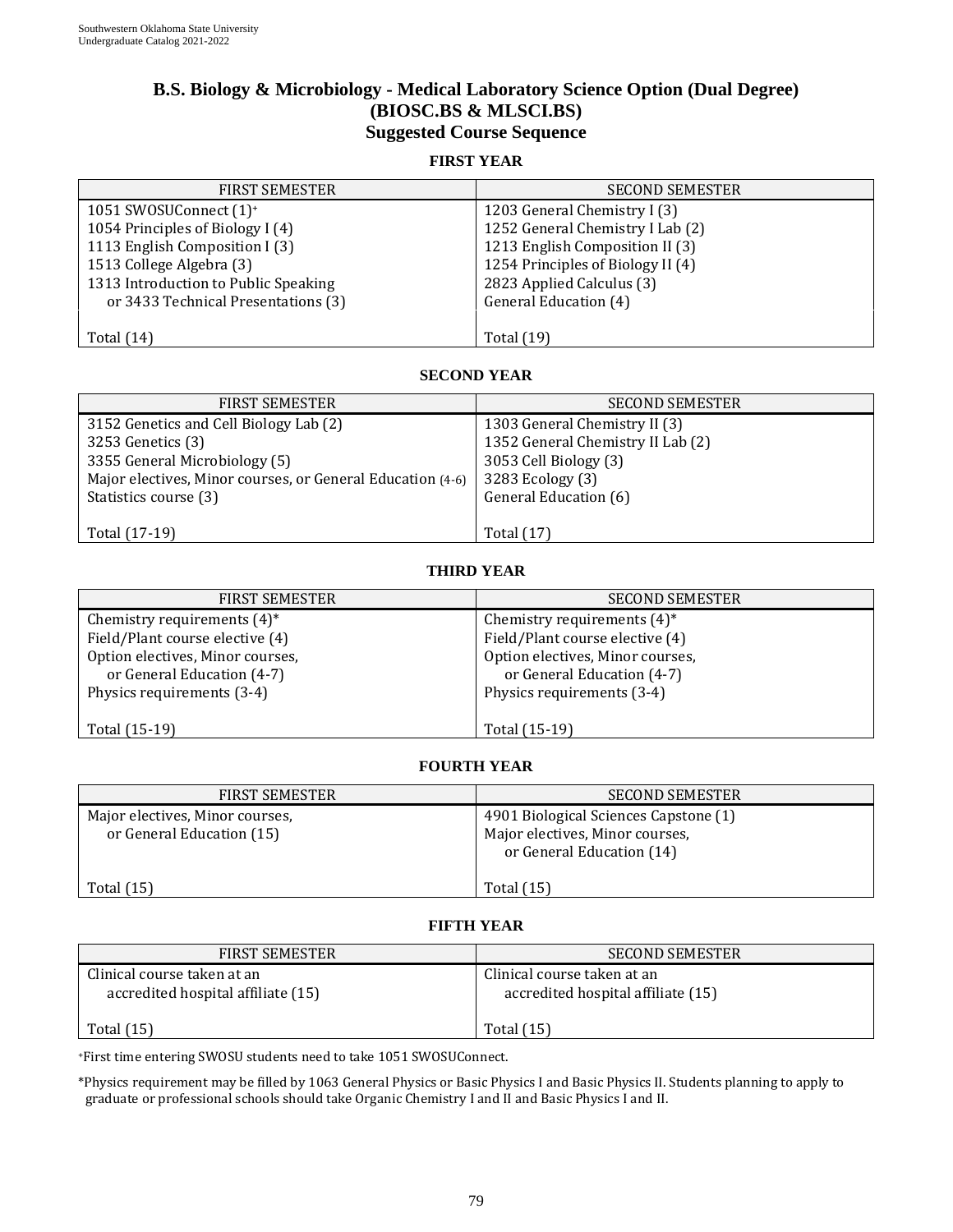# B.S. Biology & Microbiology - Medical Laboratory Science Option (Dual Degree) (BIOSC.BS & MLSCI.BS)
## Suggested Course Sequence

### FIRST YEAR

| FIRST SEMESTER | SECOND SEMESTER |
|---|---|
| 1051 SWOSUConnect (1)+ | 1203 General Chemistry I (3) |
| 1054 Principles of Biology I (4) | 1252 General Chemistry I Lab (2) |
| 1113 English Composition I (3) | 1213 English Composition II (3) |
| 1513 College Algebra (3) | 1254 Principles of Biology II (4) |
| 1313 Introduction to Public Speaking or 3433 Technical Presentations (3) | 2823 Applied Calculus (3) |
| | General Education (4) |
| Total (14) | Total (19) |

### SECOND YEAR

| FIRST SEMESTER | SECOND SEMESTER |
|---|---|
| 3152 Genetics and Cell Biology Lab (2) | 1303 General Chemistry II (3) |
| 3253 Genetics (3) | 1352 General Chemistry II Lab (2) |
| 3355 General Microbiology (5) | 3053 Cell Biology (3) |
| Major electives, Minor courses, or General Education (4-6) | 3283 Ecology (3) |
| Statistics course (3) | General Education (6) |
| Total (17-19) | Total (17) |

### THIRD YEAR

| FIRST SEMESTER | SECOND SEMESTER |
|---|---|
| Chemistry requirements (4)* | Chemistry requirements (4)* |
| Field/Plant course elective (4) | Field/Plant course elective (4) |
| Option electives, Minor courses, or General Education (4-7) | Option electives, Minor courses, or General Education (4-7) |
| Physics requirements (3-4) | Physics requirements (3-4) |
| Total (15-19) | Total (15-19) |

### FOURTH YEAR

| FIRST SEMESTER | SECOND SEMESTER |
|---|---|
| Major electives, Minor courses, or General Education (15) | 4901 Biological Sciences Capstone (1) |
| | Major electives, Minor courses, or General Education (14) |
| Total (15) | Total (15) |

### FIFTH YEAR

| FIRST SEMESTER | SECOND SEMESTER |
|---|---|
| Clinical course taken at an accredited hospital affiliate (15) | Clinical course taken at an accredited hospital affiliate (15) |
| Total (15) | Total (15) |

+First time entering SWOSU students need to take 1051 SWOSUConnect.

*Physics requirement may be filled by 1063 General Physics or Basic Physics I and Basic Physics II. Students planning to apply to graduate or professional schools should take Organic Chemistry I and II and Basic Physics I and II.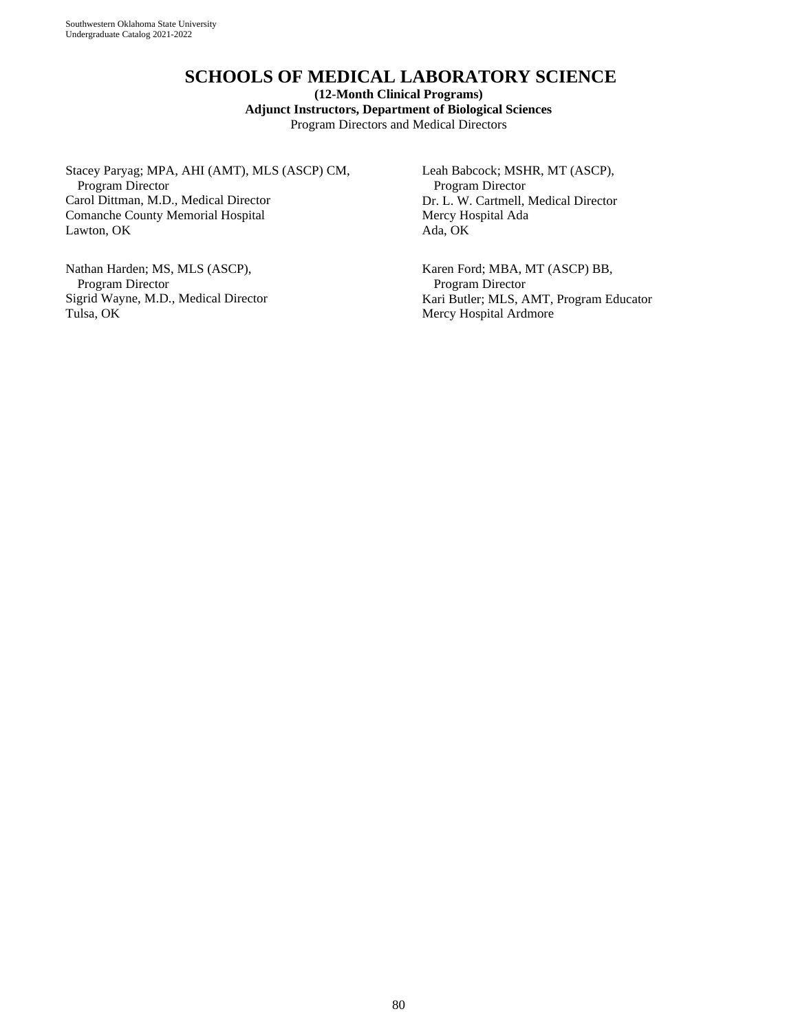# SCHOOLS OF MEDICAL LABORATORY SCIENCE

**(12-Month Clinical Programs)**
**Adjunct Instructors, Department of Biological Sciences**
Program Directors and Medical Directors

Stacey Paryag; MPA, AHI (AMT), MLS (ASCP) CM,
Program Director
Carol Dittman, M.D., Medical Director
Comanche County Memorial Hospital
Lawton, OK

Nathan Harden; MS, MLS (ASCP),
Program Director
Sigrid Wayne, M.D., Medical Director
Tulsa, OK

Leah Babcock; MSHR, MT (ASCP),
Program Director
Dr. L. W. Cartmell, Medical Director
Mercy Hospital Ada
Ada, OK

Karen Ford; MBA, MT (ASCP) BB,
Program Director
Kari Butler; MLS, AMT, Program Educator
Mercy Hospital Ardmore